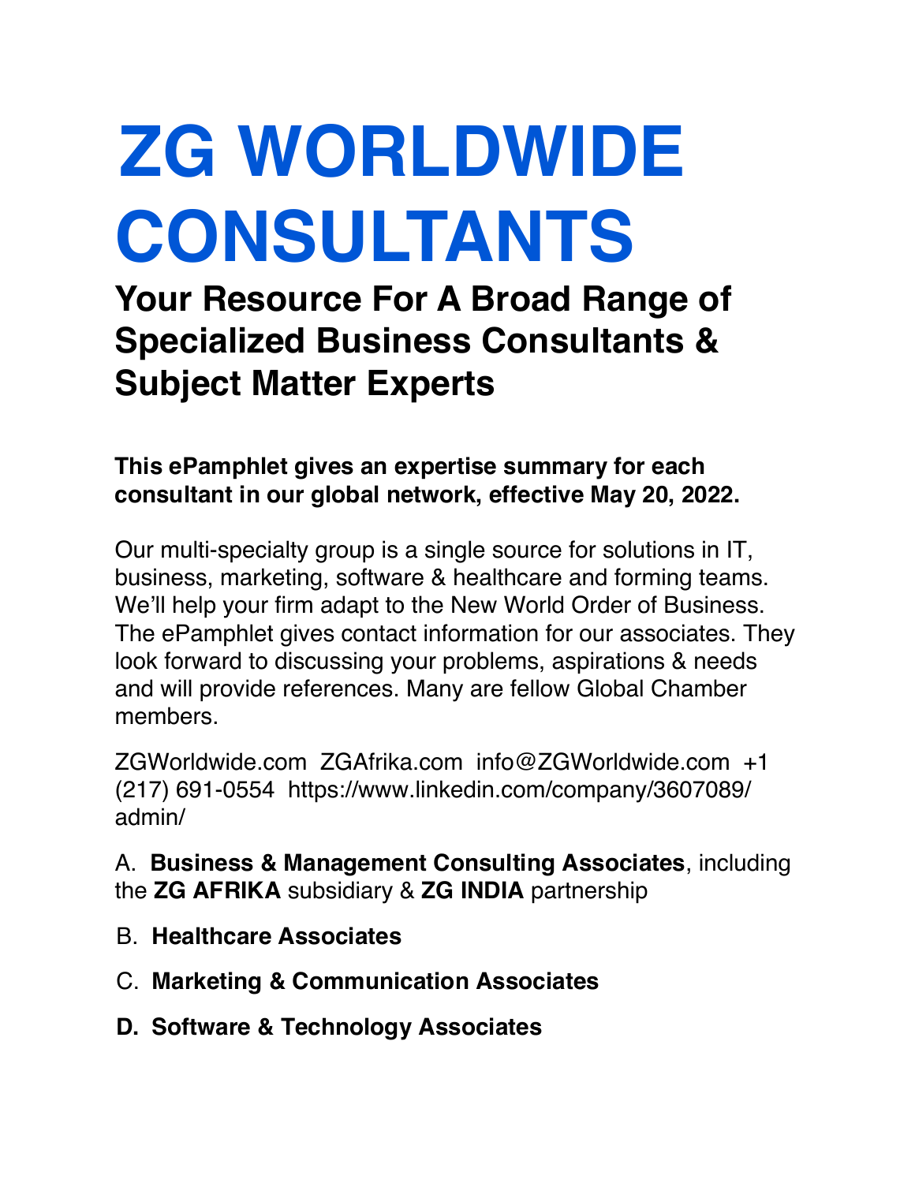# ZG WORLDWIDE CONSULTANTS

## Your Resource For A Broad Range of Specialized Business Consultants & Subject Matter Experts

**This ePamphlet gives an expertise summary for each consultant in our global network, effective May 20, 2022.**

Our multi-specialty group is a single source for solutions in IT, business, marketing, software & healthcare and forming teams. We'll help your firm adapt to the New World Order of Business. The ePamphlet gives contact information for our associates. They look forward to discussing your problems, aspirations & needs and will provide references. Many are fellow Global Chamber members.

ZGWorldwide.com ZGAfrika.com info@ZGWorldwide.com +1 (217) 691-0554 https://www.linkedin.com/company/3607089/admin/

A. **Business & Management Consulting Associates**, including the **ZG AFRIKA** subsidiary & **ZG INDIA** partnership

B. **Healthcare Associates**

C. **Marketing & Communication Associates**

**D. Software & Technology Associates**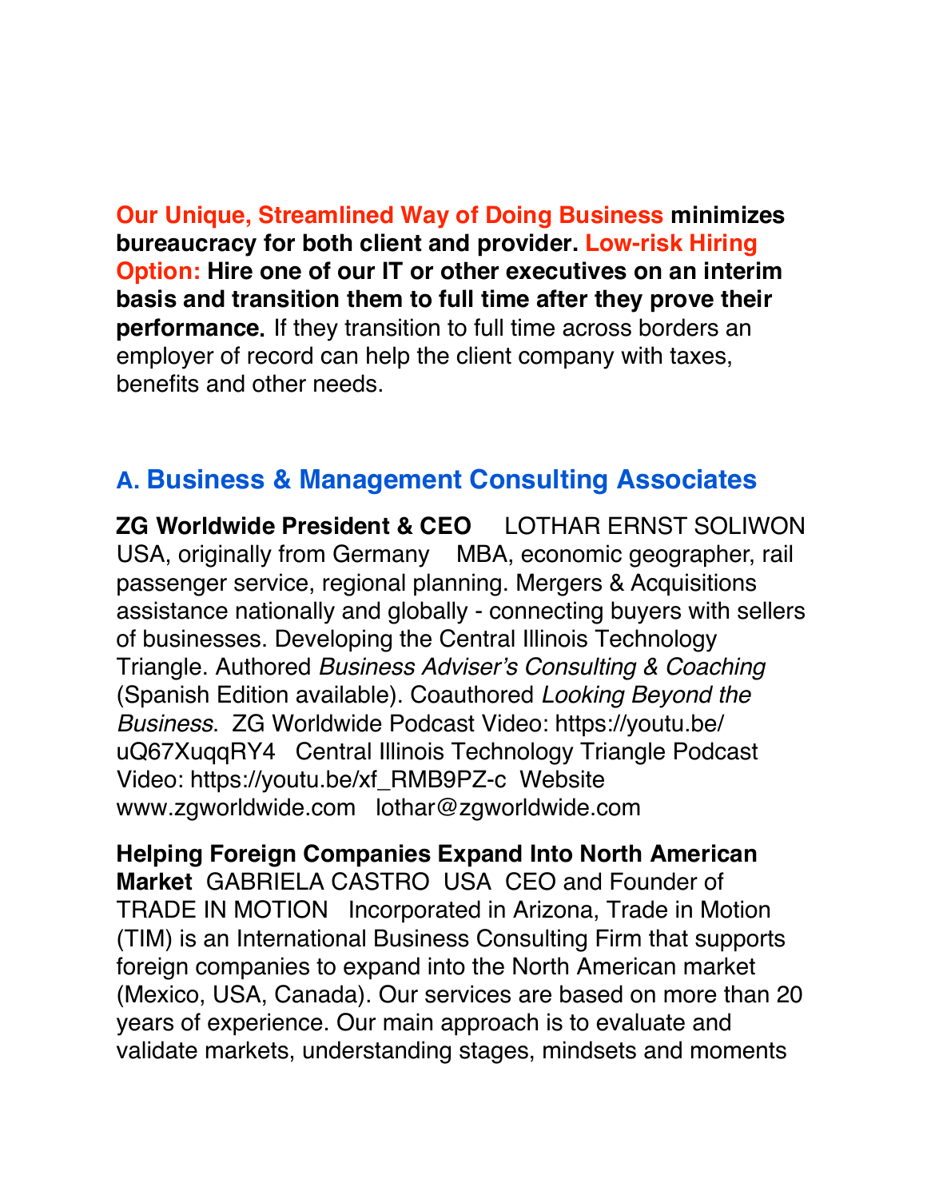**Our Unique, Streamlined Way of Doing Business minimizes bureaucracy for both client and provider. Low-risk Hiring Option: Hire one of our IT or other executives on an interim basis and transition them to full time after they prove their performance.** If they transition to full time across borders an employer of record can help the client company with taxes, benefits and other needs.

## A. Business & Management Consulting Associates

**ZG Worldwide President & CEO** LOTHAR ERNST SOLIWON USA, originally from Germany MBA, economic geographer, rail passenger service, regional planning. Mergers & Acquisitions assistance nationally and globally - connecting buyers with sellers of businesses. Developing the Central Illinois Technology Triangle. Authored *Business Adviser's Consulting & Coaching* (Spanish Edition available). Coauthored *Looking Beyond the Business*. ZG Worldwide Podcast Video: https://youtu.be/uQ67XuqqRY4 Central Illinois Technology Triangle Podcast Video: https://youtu.be/xf_RMB9PZ-c Website www.zgworldwide.com lothar@zgworldwide.com

**Helping Foreign Companies Expand Into North American Market** GABRIELA CASTRO USA CEO and Founder of TRADE IN MOTION Incorporated in Arizona, Trade in Motion (TIM) is an International Business Consulting Firm that supports foreign companies to expand into the North American market (Mexico, USA, Canada). Our services are based on more than 20 years of experience. Our main approach is to evaluate and validate markets, understanding stages, mindsets and moments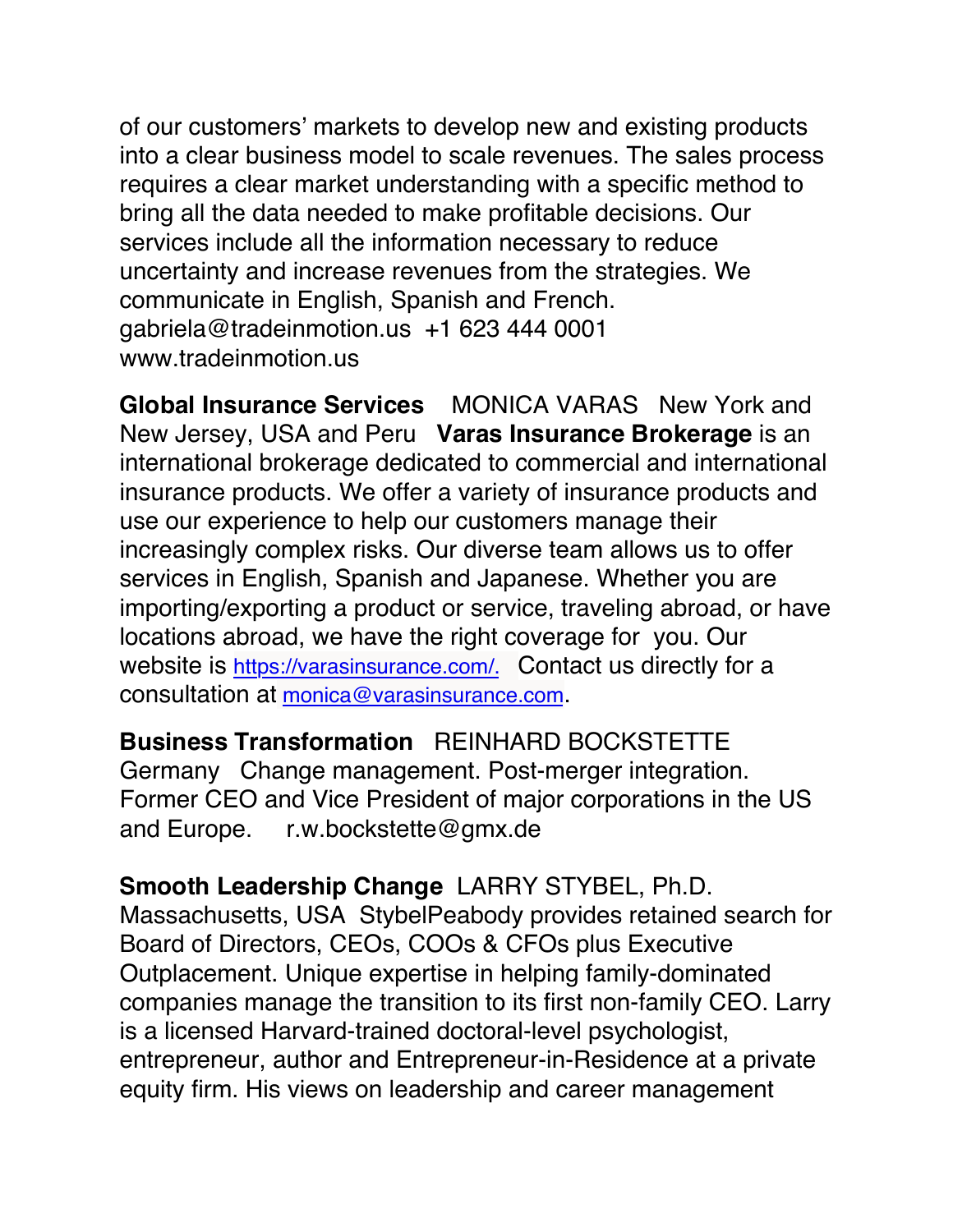of our customers' markets to develop new and existing products into a clear business model to scale revenues. The sales process requires a clear market understanding with a specific method to bring all the data needed to make profitable decisions. Our services include all the information necessary to reduce uncertainty and increase revenues from the strategies. We communicate in English, Spanish and French. gabriela@tradeinmotion.us +1 623 444 0001 www.tradeinmotion.us

**Global Insurance Services** MONICA VARAS New York and New Jersey, USA and Peru **Varas Insurance Brokerage** is an international brokerage dedicated to commercial and international insurance products. We offer a variety of insurance products and use our experience to help our customers manage their increasingly complex risks. Our diverse team allows us to offer services in English, Spanish and Japanese. Whether you are importing/exporting a product or service, traveling abroad, or have locations abroad, we have the right coverage for you. Our website is https://varasinsurance.com/. Contact us directly for a consultation at monica@varasinsurance.com.

**Business Transformation** REINHARD BOCKSTETTE Germany Change management. Post-merger integration. Former CEO and Vice President of major corporations in the US and Europe. r.w.bockstette@gmx.de

**Smooth Leadership Change** LARRY STYBEL, Ph.D. Massachusetts, USA StybelPeabody provides retained search for Board of Directors, CEOs, COOs & CFOs plus Executive Outplacement. Unique expertise in helping family-dominated companies manage the transition to its first non-family CEO. Larry is a licensed Harvard-trained doctoral-level psychologist, entrepreneur, author and Entrepreneur-in-Residence at a private equity firm. His views on leadership and career management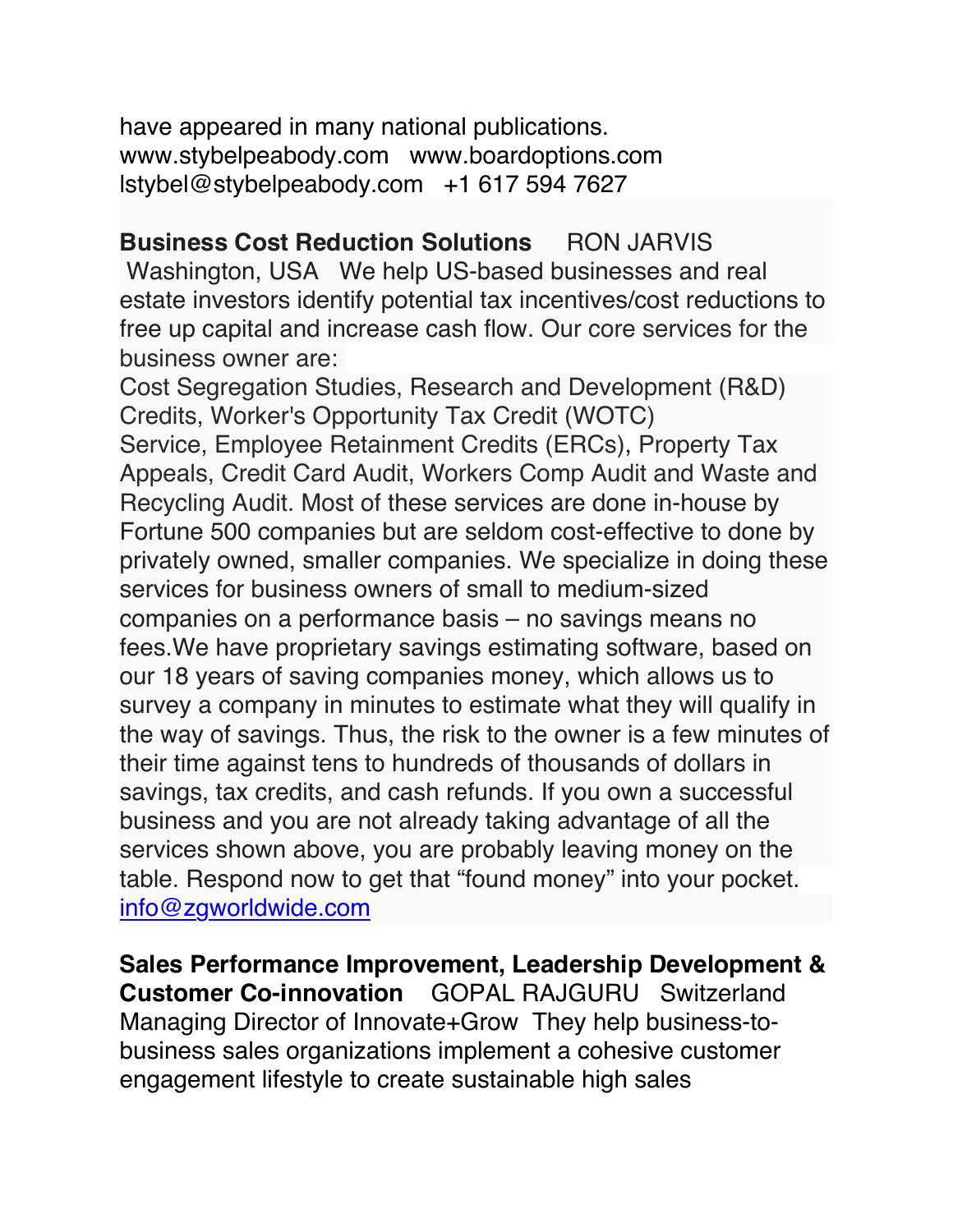have appeared in many national publications.
www.stybelpeabody.com   www.boardoptions.com
lstybel@stybelpeabody.com   +1 617 594 7627

**Business Cost Reduction Solutions**   RON JARVIS
Washington, USA   We help US-based businesses and real estate investors identify potential tax incentives/cost reductions to free up capital and increase cash flow. Our core services for the business owner are:
Cost Segregation Studies, Research and Development (R&D) Credits, Worker's Opportunity Tax Credit (WOTC) Service, Employee Retainment Credits (ERCs), Property Tax Appeals, Credit Card Audit, Workers Comp Audit and Waste and Recycling Audit. Most of these services are done in-house by Fortune 500 companies but are seldom cost-effective to done by privately owned, smaller companies. We specialize in doing these services for business owners of small to medium-sized companies on a performance basis – no savings means no fees.We have proprietary savings estimating software, based on our 18 years of saving companies money, which allows us to survey a company in minutes to estimate what they will qualify in the way of savings. Thus, the risk to the owner is a few minutes of their time against tens to hundreds of thousands of dollars in savings, tax credits, and cash refunds. If you own a successful business and you are not already taking advantage of all the services shown above, you are probably leaving money on the table. Respond now to get that "found money" into your pocket.
info@zgworldwide.com

**Sales Performance Improvement, Leadership Development & Customer Co-innovation**   GOPAL RAJGURU   Switzerland
Managing Director of Innovate+Grow   They help business-to-business sales organizations implement a cohesive customer engagement lifestyle to create sustainable high sales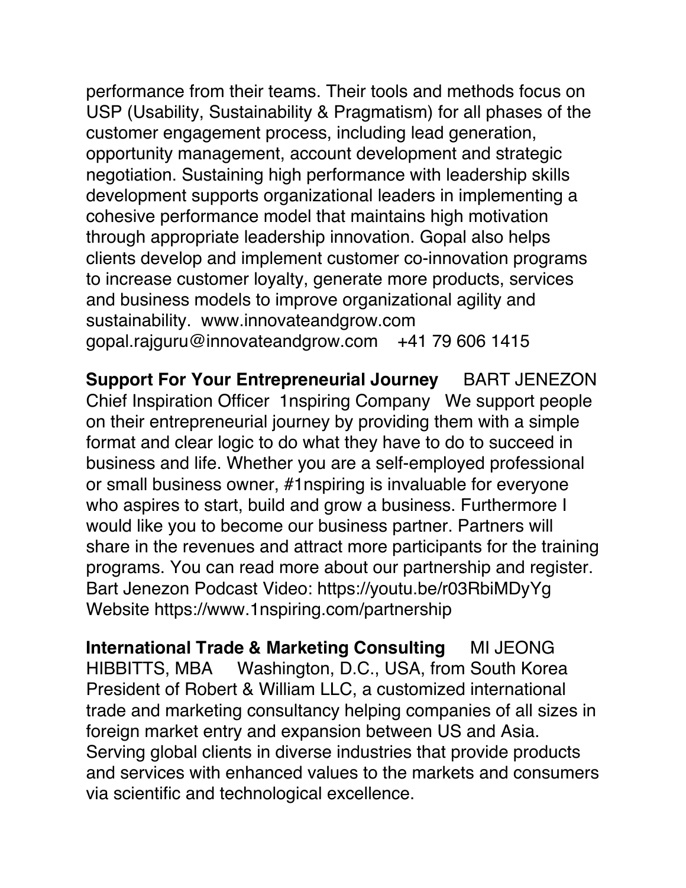performance from their teams. Their tools and methods focus on USP (Usability, Sustainability & Pragmatism) for all phases of the customer engagement process, including lead generation, opportunity management, account development and strategic negotiation. Sustaining high performance with leadership skills development supports organizational leaders in implementing a cohesive performance model that maintains high motivation through appropriate leadership innovation. Gopal also helps clients develop and implement customer co-innovation programs to increase customer loyalty, generate more products, services and business models to improve organizational agility and sustainability. www.innovateandgrow.com gopal.rajguru@innovateandgrow.com +41 79 606 1415

**Support For Your Entrepreneurial Journey** BART JENEZON Chief Inspiration Officer 1nspiring Company We support people on their entrepreneurial journey by providing them with a simple format and clear logic to do what they have to do to succeed in business and life. Whether you are a self-employed professional or small business owner, #1nspiring is invaluable for everyone who aspires to start, build and grow a business. Furthermore I would like you to become our business partner. Partners will share in the revenues and attract more participants for the training programs. You can read more about our partnership and register. Bart Jenezon Podcast Video: https://youtu.be/r03RbiMDyYg Website https://www.1nspiring.com/partnership

**International Trade & Marketing Consulting** MI JEONG HIBBITTS, MBA Washington, D.C., USA, from South Korea President of Robert & William LLC, a customized international trade and marketing consultancy helping companies of all sizes in foreign market entry and expansion between US and Asia. Serving global clients in diverse industries that provide products and services with enhanced values to the markets and consumers via scientific and technological excellence.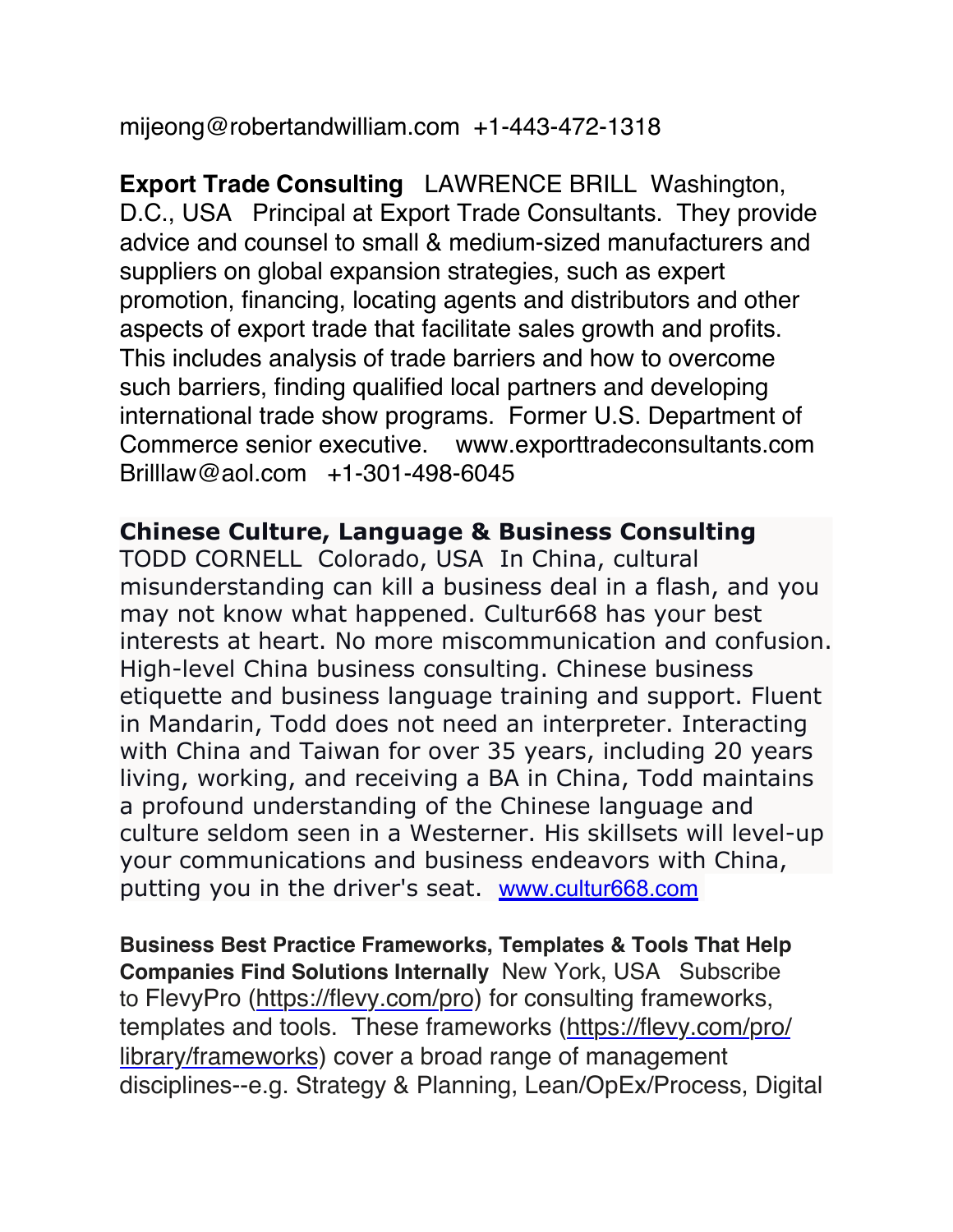mijeong@robertandwilliam.com  +1-443-472-1318

**Export Trade Consulting**   LAWRENCE BRILL  Washington, D.C., USA   Principal at Export Trade Consultants.  They provide advice and counsel to small & medium-sized manufacturers and suppliers on global expansion strategies, such as expert promotion, financing, locating agents and distributors and other aspects of export trade that facilitate sales growth and profits.  This includes analysis of trade barriers and how to overcome such barriers, finding qualified local partners and developing international trade show programs.  Former U.S. Department of Commerce senior executive.    www.exporttradeconsultants.com  Brilllaw@aol.com   +1-301-498-6045

**Chinese Culture, Language & Business Consulting**
TODD CORNELL  Colorado, USA  In China, cultural misunderstanding can kill a business deal in a flash, and you may not know what happened. Cultur668 has your best interests at heart. No more miscommunication and confusion. High-level China business consulting. Chinese business etiquette and business language training and support. Fluent in Mandarin, Todd does not need an interpreter. Interacting with China and Taiwan for over 35 years, including 20 years living, working, and receiving a BA in China, Todd maintains a profound understanding of the Chinese language and culture seldom seen in a Westerner. His skillsets will level-up your communications and business endeavors with China, putting you in the driver's seat.  www.cultur668.com

**Business Best Practice Frameworks, Templates & Tools That Help Companies Find Solutions Internally**  New York, USA   Subscribe to FlevyPro (https://flevy.com/pro) for consulting frameworks, templates and tools.  These frameworks (https://flevy.com/pro/library/frameworks) cover a broad range of management disciplines--e.g. Strategy & Planning, Lean/OpEx/Process, Digital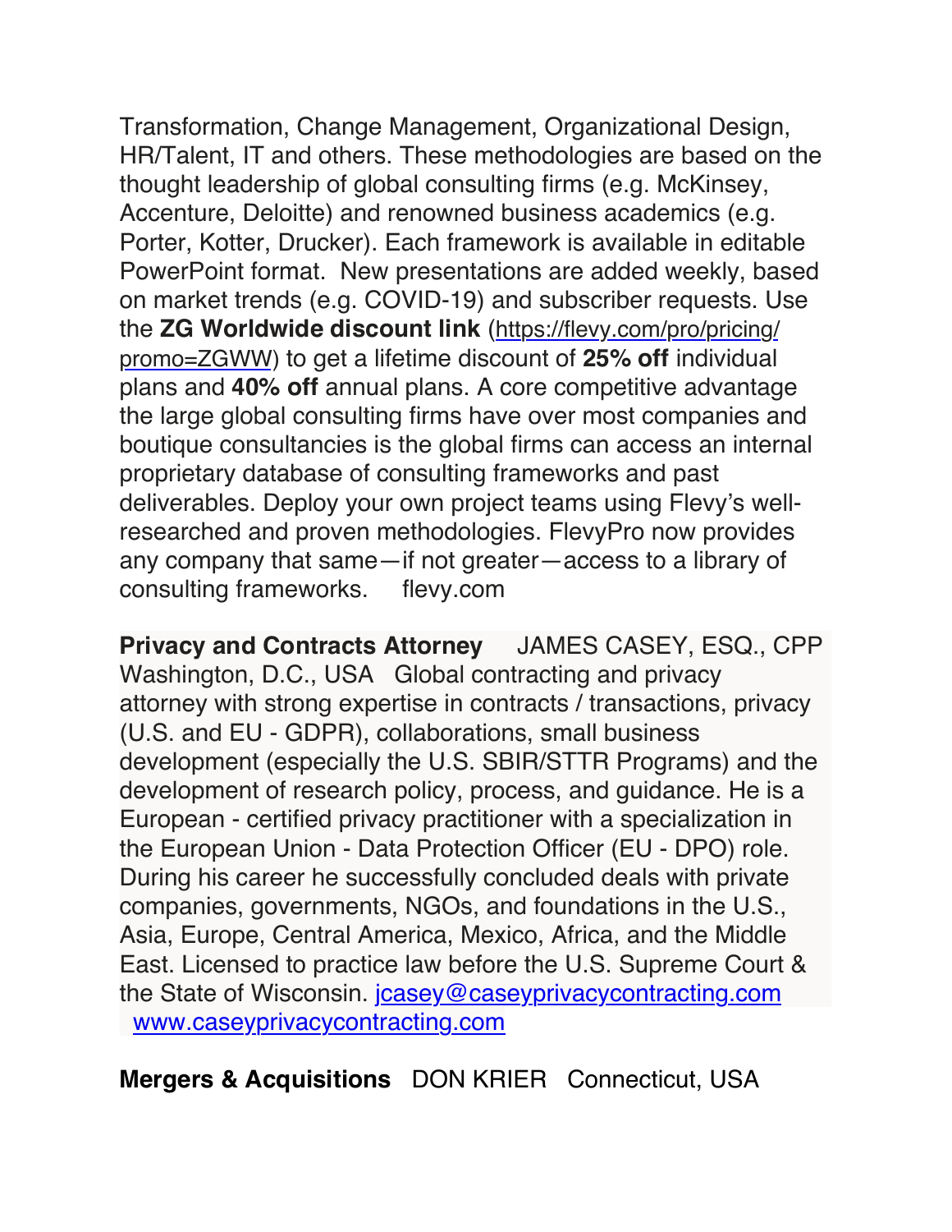Transformation, Change Management, Organizational Design, HR/Talent, IT and others. These methodologies are based on the thought leadership of global consulting firms (e.g. McKinsey, Accenture, Deloitte) and renowned business academics (e.g. Porter, Kotter, Drucker). Each framework is available in editable PowerPoint format. New presentations are added weekly, based on market trends (e.g. COVID-19) and subscriber requests. Use the **ZG Worldwide discount link** (https://flevy.com/pro/pricing/promo=ZGWW) to get a lifetime discount of **25% off** individual plans and **40% off** annual plans. A core competitive advantage the large global consulting firms have over most companies and boutique consultancies is the global firms can access an internal proprietary database of consulting frameworks and past deliverables. Deploy your own project teams using Flevy's well-researched and proven methodologies. FlevyPro now provides any company that same—if not greater—access to a library of consulting frameworks. flevy.com

**Privacy and Contracts Attorney** JAMES CASEY, ESQ., CPP Washington, D.C., USA Global contracting and privacy attorney with strong expertise in contracts / transactions, privacy (U.S. and EU - GDPR), collaborations, small business development (especially the U.S. SBIR/STTR Programs) and the development of research policy, process, and guidance. He is a European - certified privacy practitioner with a specialization in the European Union - Data Protection Officer (EU - DPO) role. During his career he successfully concluded deals with private companies, governments, NGOs, and foundations in the U.S., Asia, Europe, Central America, Mexico, Africa, and the Middle East. Licensed to practice law before the U.S. Supreme Court & the State of Wisconsin. jcasey@caseyprivacycontracting.com www.caseyprivacycontracting.com

**Mergers & Acquisitions** DON KRIER Connecticut, USA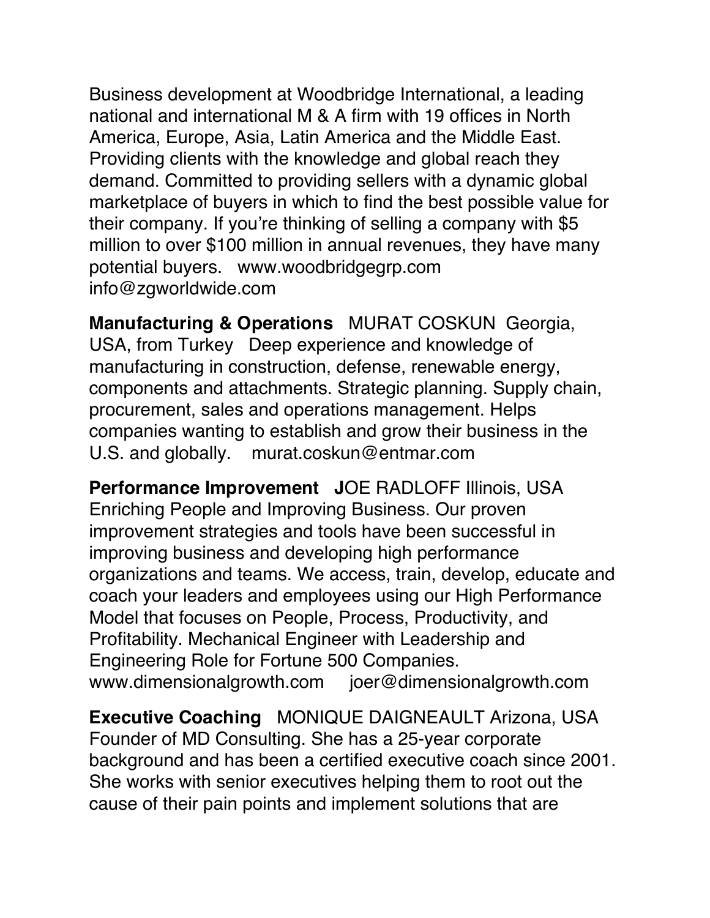Business development at Woodbridge International, a leading national and international M & A firm with 19 offices in North America, Europe, Asia, Latin America and the Middle East. Providing clients with the knowledge and global reach they demand. Committed to providing sellers with a dynamic global marketplace of buyers in which to find the best possible value for their company. If you're thinking of selling a company with $5 million to over $100 million in annual revenues, they have many potential buyers. www.woodbridgegrp.com info@zgworldwide.com

**Manufacturing & Operations** MURAT COSKUN Georgia, USA, from Turkey Deep experience and knowledge of manufacturing in construction, defense, renewable energy, components and attachments. Strategic planning. Supply chain, procurement, sales and operations management. Helps companies wanting to establish and grow their business in the U.S. and globally. murat.coskun@entmar.com

**Performance Improvement** **J**OE RADLOFF Illinois, USA Enriching People and Improving Business. Our proven improvement strategies and tools have been successful in improving business and developing high performance organizations and teams. We access, train, develop, educate and coach your leaders and employees using our High Performance Model that focuses on People, Process, Productivity, and Profitability. Mechanical Engineer with Leadership and Engineering Role for Fortune 500 Companies. www.dimensionalgrowth.com joer@dimensionalgrowth.com

**Executive Coaching** MONIQUE DAIGNEAULT Arizona, USA Founder of MD Consulting. She has a 25-year corporate background and has been a certified executive coach since 2001. She works with senior executives helping them to root out the cause of their pain points and implement solutions that are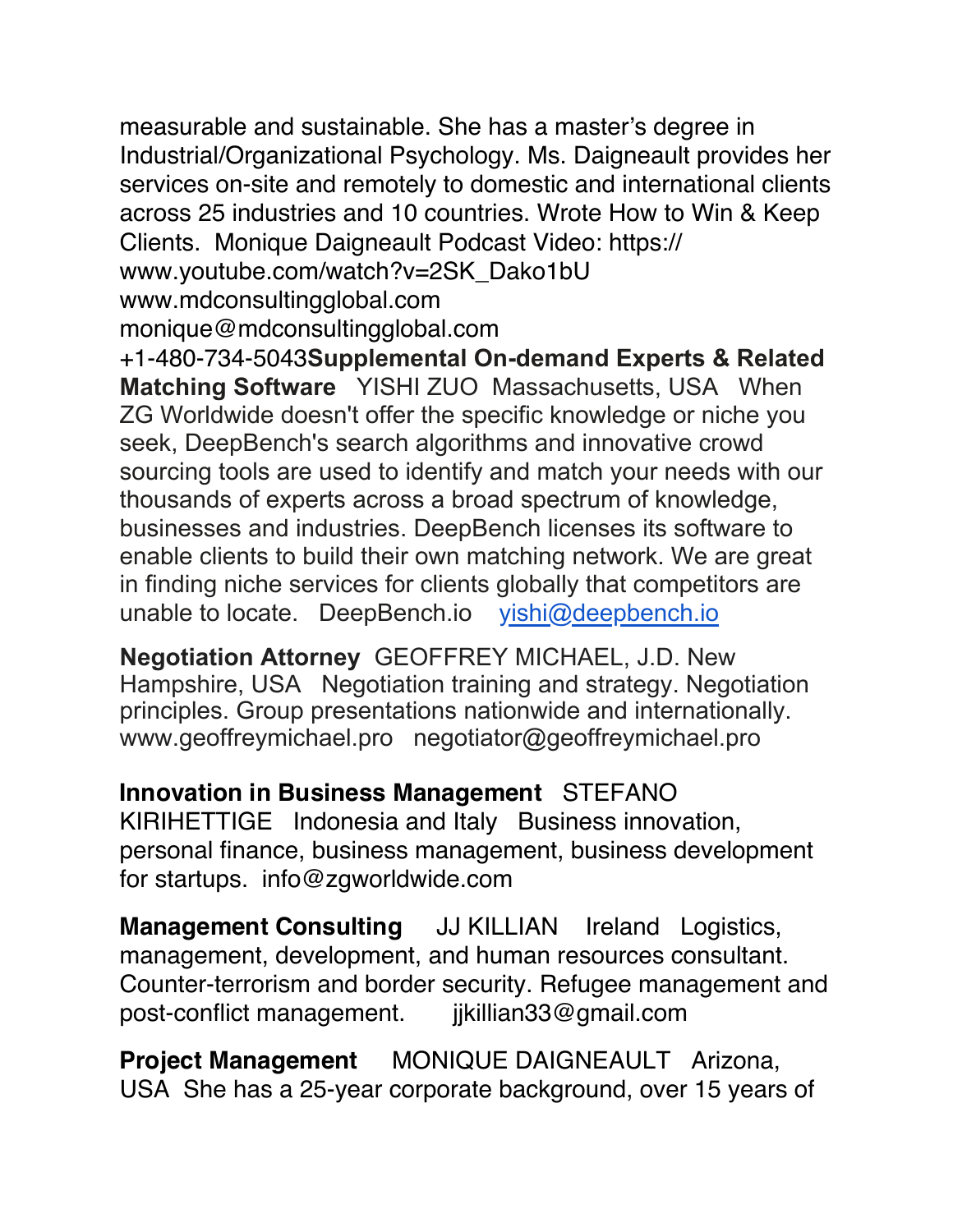measurable and sustainable. She has a master's degree in Industrial/Organizational Psychology. Ms. Daigneault provides her services on-site and remotely to domestic and international clients across 25 industries and 10 countries. Wrote How to Win & Keep Clients. Monique Daigneault Podcast Video: https://www.youtube.com/watch?v=2SK_Dako1bU
www.mdconsultingglobal.com
monique@mdconsultingglobal.com
+1-480-734-5043**Supplemental On-demand Experts & Related Matching Software** YISHI ZUO Massachusetts, USA When ZG Worldwide doesn't offer the specific knowledge or niche you seek, DeepBench's search algorithms and innovative crowd sourcing tools are used to identify and match your needs with our thousands of experts across a broad spectrum of knowledge, businesses and industries. DeepBench licenses its software to enable clients to build their own matching network. We are great in finding niche services for clients globally that competitors are unable to locate. DeepBench.io yishi@deepbench.io

**Negotiation Attorney** GEOFFREY MICHAEL, J.D. New Hampshire, USA Negotiation training and strategy. Negotiation principles. Group presentations nationwide and internationally. www.geoffreymichael.pro negotiator@geoffreymichael.pro

**Innovation in Business Management** STEFANO KIRIHETTIGE Indonesia and Italy Business innovation, personal finance, business management, business development for startups. info@zgworldwide.com

**Management Consulting** JJ KILLIAN Ireland Logistics, management, development, and human resources consultant. Counter-terrorism and border security. Refugee management and post-conflict management. jjkillian33@gmail.com

**Project Management** MONIQUE DAIGNEAULT Arizona, USA She has a 25-year corporate background, over 15 years of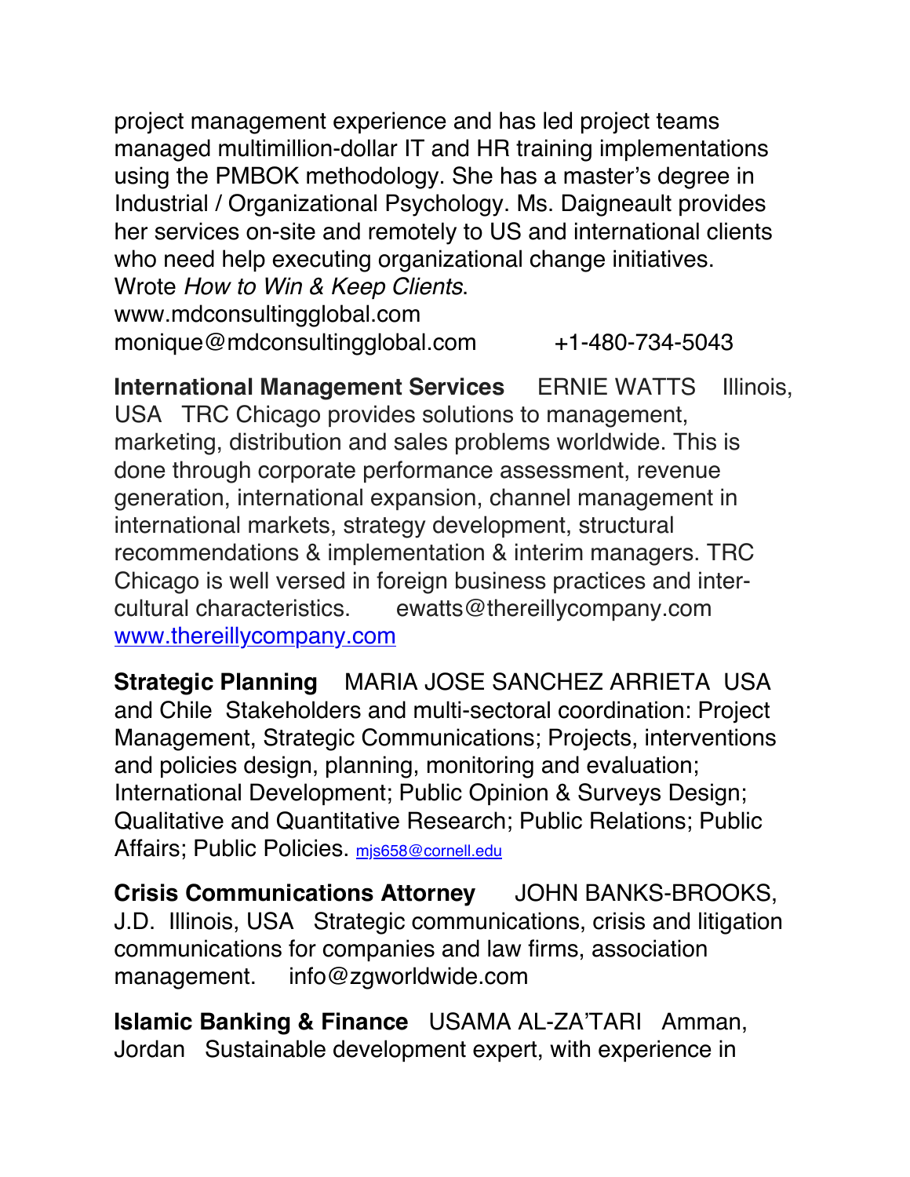project management experience and has led project teams managed multimillion-dollar IT and HR training implementations using the PMBOK methodology. She has a master's degree in Industrial / Organizational Psychology. Ms. Daigneault provides her services on-site and remotely to US and international clients who need help executing organizational change initiatives. Wrote *How to Win & Keep Clients*.
www.mdconsultingglobal.com
monique@mdconsultingglobal.com +1-480-734-5043

**International Management Services** ERNIE WATTS Illinois, USA TRC Chicago provides solutions to management, marketing, distribution and sales problems worldwide. This is done through corporate performance assessment, revenue generation, international expansion, channel management in international markets, strategy development, structural recommendations & implementation & interim managers. TRC Chicago is well versed in foreign business practices and inter-cultural characteristics. ewatts@thereillycompany.com
www.thereillycompany.com

**Strategic Planning** MARIA JOSE SANCHEZ ARRIETA USA and Chile Stakeholders and multi-sectoral coordination: Project Management, Strategic Communications; Projects, interventions and policies design, planning, monitoring and evaluation; International Development; Public Opinion & Surveys Design; Qualitative and Quantitative Research; Public Relations; Public Affairs; Public Policies. mjs658@cornell.edu

**Crisis Communications Attorney** JOHN BANKS-BROOKS, J.D. Illinois, USA Strategic communications, crisis and litigation communications for companies and law firms, association management. info@zgworldwide.com

**Islamic Banking & Finance** USAMA AL-ZA'TARI Amman, Jordan Sustainable development expert, with experience in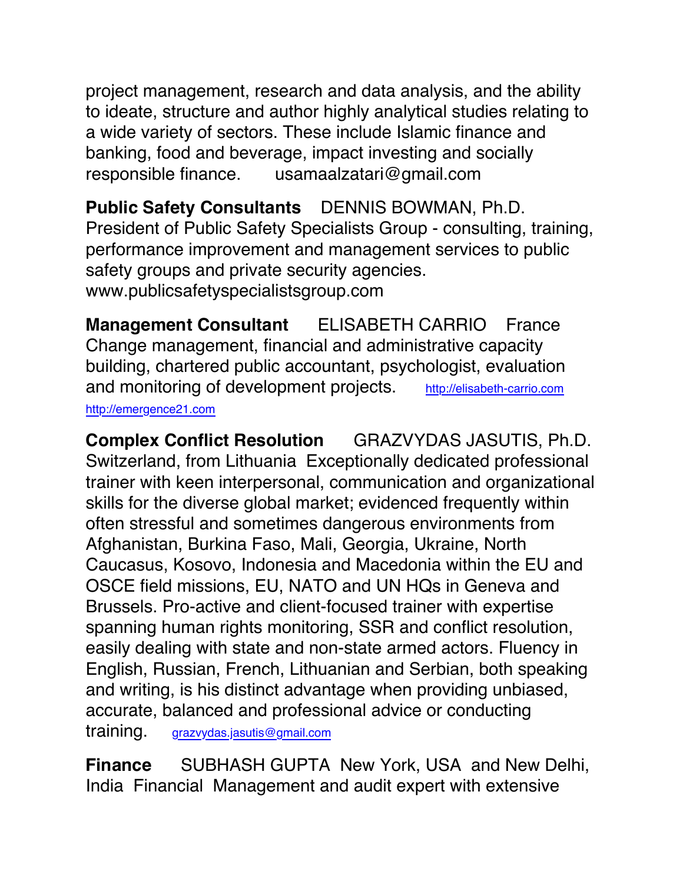project management, research and data analysis, and the ability to ideate, structure and author highly analytical studies relating to a wide variety of sectors. These include Islamic finance and banking, food and beverage, impact investing and socially responsible finance.    usamaalzatari@gmail.com

**Public Safety Consultants**   DENNIS BOWMAN, Ph.D.   President of Public Safety Specialists Group - consulting, training, performance improvement and management services to public safety groups and private security agencies.   www.publicsafetyspecialistsgroup.com

**Management Consultant**   ELISABETH CARRIO   France   Change management, financial and administrative capacity building, chartered public accountant, psychologist, evaluation and monitoring of development projects.   http://elisabeth-carrio.com   http://emergence21.com

**Complex Conflict Resolution**   GRAZVYDAS JASUTIS, Ph.D.   Switzerland, from Lithuania   Exceptionally dedicated professional trainer with keen interpersonal, communication and organizational skills for the diverse global market; evidenced frequently within often stressful and sometimes dangerous environments from Afghanistan, Burkina Faso, Mali, Georgia, Ukraine, North Caucasus, Kosovo, Indonesia and Macedonia within the EU and OSCE field missions, EU, NATO and UN HQs in Geneva and Brussels. Pro-active and client-focused trainer with expertise spanning human rights monitoring, SSR and conflict resolution, easily dealing with state and non-state armed actors. Fluency in English, Russian, French, Lithuanian and Serbian, both speaking and writing, is his distinct advantage when providing unbiased, accurate, balanced and professional advice or conducting training.   grazvydas.jasutis@gmail.com

**Finance**   SUBHASH GUPTA   New York, USA and New Delhi, India   Financial Management and audit expert with extensive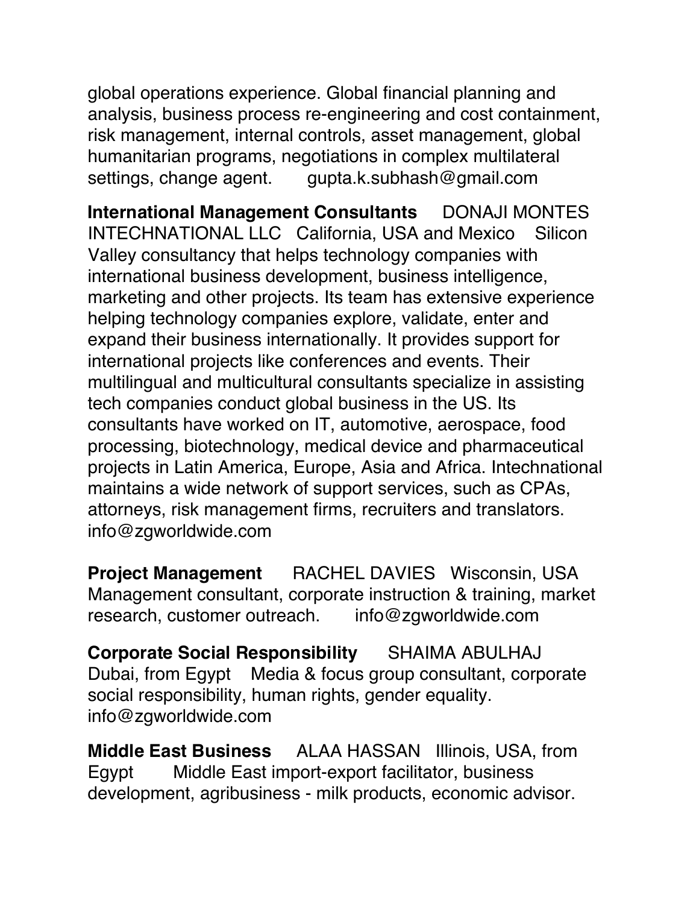global operations experience. Global financial planning and analysis, business process re-engineering and cost containment, risk management, internal controls, asset management, global humanitarian programs, negotiations in complex multilateral settings, change agent. gupta.k.subhash@gmail.com

**International Management Consultants** DONAJI MONTES INTECHNATIONAL LLC California, USA and Mexico Silicon Valley consultancy that helps technology companies with international business development, business intelligence, marketing and other projects. Its team has extensive experience helping technology companies explore, validate, enter and expand their business internationally. It provides support for international projects like conferences and events. Their multilingual and multicultural consultants specialize in assisting tech companies conduct global business in the US. Its consultants have worked on IT, automotive, aerospace, food processing, biotechnology, medical device and pharmaceutical projects in Latin America, Europe, Asia and Africa. Intechnational maintains a wide network of support services, such as CPAs, attorneys, risk management firms, recruiters and translators. info@zgworldwide.com

**Project Management** RACHEL DAVIES Wisconsin, USA Management consultant, corporate instruction & training, market research, customer outreach. info@zgworldwide.com

**Corporate Social Responsibility** SHAIMA ABULHAJ Dubai, from Egypt Media & focus group consultant, corporate social responsibility, human rights, gender equality. info@zgworldwide.com

**Middle East Business** ALAA HASSAN Illinois, USA, from Egypt Middle East import-export facilitator, business development, agribusiness - milk products, economic advisor.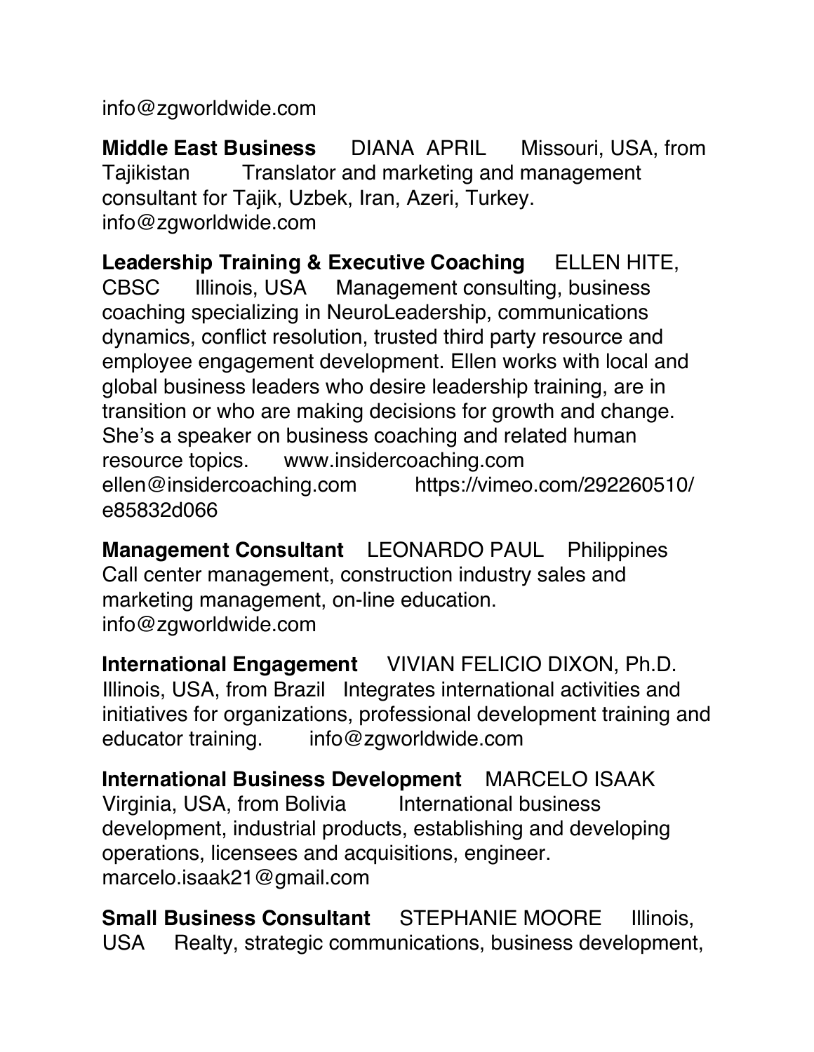info@zgworldwide.com

**Middle East Business** DIANA APRIL Missouri, USA, from Tajikistan Translator and marketing and management consultant for Tajik, Uzbek, Iran, Azeri, Turkey. info@zgworldwide.com

**Leadership Training & Executive Coaching** ELLEN HITE, CBSC Illinois, USA Management consulting, business coaching specializing in NeuroLeadership, communications dynamics, conflict resolution, trusted third party resource and employee engagement development. Ellen works with local and global business leaders who desire leadership training, are in transition or who are making decisions for growth and change. She's a speaker on business coaching and related human resource topics. www.insidercoaching.com ellen@insidercoaching.com https://vimeo.com/292260510/e85832d066

**Management Consultant** LEONARDO PAUL Philippines Call center management, construction industry sales and marketing management, on-line education. info@zgworldwide.com

**International Engagement** VIVIAN FELICIO DIXON, Ph.D. Illinois, USA, from Brazil Integrates international activities and initiatives for organizations, professional development training and educator training. info@zgworldwide.com

**International Business Development** MARCELO ISAAK Virginia, USA, from Bolivia International business development, industrial products, establishing and developing operations, licensees and acquisitions, engineer. marcelo.isaak21@gmail.com

**Small Business Consultant** STEPHANIE MOORE Illinois, USA Realty, strategic communications, business development,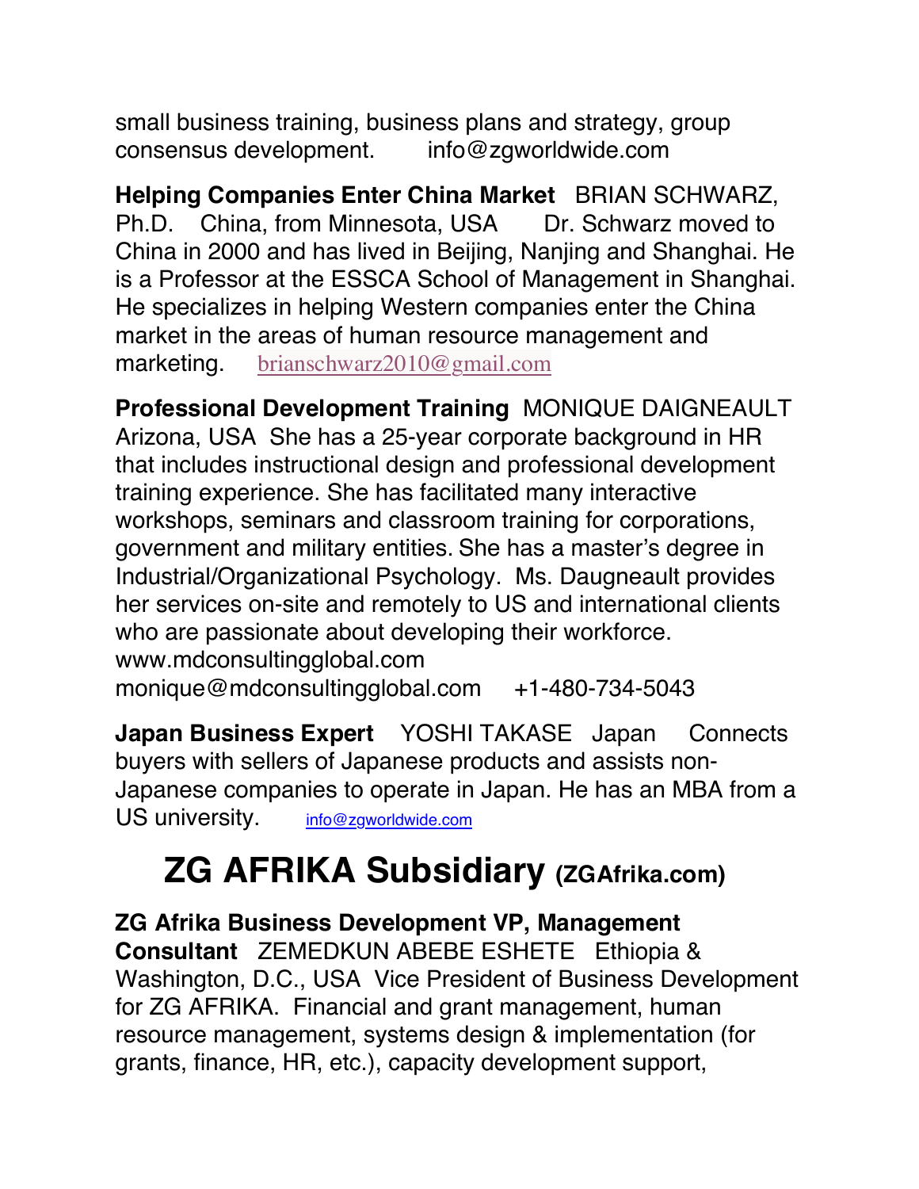small business training, business plans and strategy, group consensus development. info@zgworldwide.com

**Helping Companies Enter China Market** BRIAN SCHWARZ, Ph.D. China, from Minnesota, USA Dr. Schwarz moved to China in 2000 and has lived in Beijing, Nanjing and Shanghai. He is a Professor at the ESSCA School of Management in Shanghai. He specializes in helping Western companies enter the China market in the areas of human resource management and marketing. brianschwarz2010@gmail.com

**Professional Development Training** MONIQUE DAIGNEAULT Arizona, USA She has a 25-year corporate background in HR that includes instructional design and professional development training experience. She has facilitated many interactive workshops, seminars and classroom training for corporations, government and military entities. She has a master's degree in Industrial/Organizational Psychology. Ms. Daugneault provides her services on-site and remotely to US and international clients who are passionate about developing their workforce. www.mdconsultingglobal.com monique@mdconsultingglobal.com +1-480-734-5043

**Japan Business Expert** YOSHI TAKASE Japan Connects buyers with sellers of Japanese products and assists non-Japanese companies to operate in Japan. He has an MBA from a US university. info@zgworldwide.com

# ZG AFRIKA Subsidiary (ZGAfrika.com)

**ZG Afrika Business Development VP, Management Consultant** ZEMEDKUN ABEBE ESHETE Ethiopia & Washington, D.C., USA Vice President of Business Development for ZG AFRIKA. Financial and grant management, human resource management, systems design & implementation (for grants, finance, HR, etc.), capacity development support,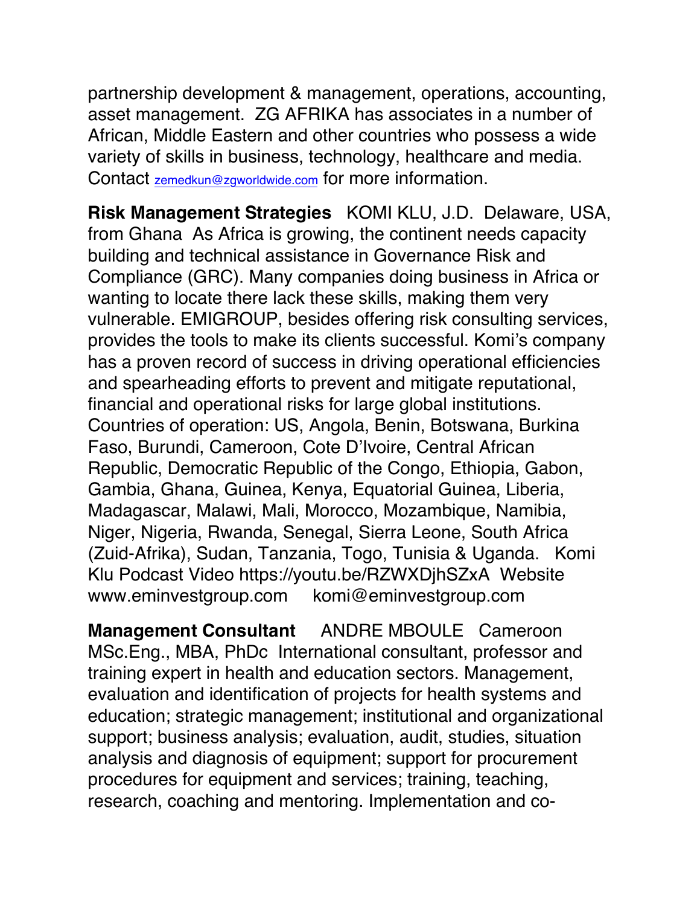partnership development & management, operations, accounting, asset management. ZG AFRIKA has associates in a number of African, Middle Eastern and other countries who possess a wide variety of skills in business, technology, healthcare and media. Contact zemedkun@zgworldwide.com for more information.

**Risk Management Strategies** KOMI KLU, J.D. Delaware, USA, from Ghana As Africa is growing, the continent needs capacity building and technical assistance in Governance Risk and Compliance (GRC). Many companies doing business in Africa or wanting to locate there lack these skills, making them very vulnerable. EMIGROUP, besides offering risk consulting services, provides the tools to make its clients successful. Komi's company has a proven record of success in driving operational efficiencies and spearheading efforts to prevent and mitigate reputational, financial and operational risks for large global institutions. Countries of operation: US, Angola, Benin, Botswana, Burkina Faso, Burundi, Cameroon, Cote D'Ivoire, Central African Republic, Democratic Republic of the Congo, Ethiopia, Gabon, Gambia, Ghana, Guinea, Kenya, Equatorial Guinea, Liberia, Madagascar, Malawi, Mali, Morocco, Mozambique, Namibia, Niger, Nigeria, Rwanda, Senegal, Sierra Leone, South Africa (Zuid-Afrika), Sudan, Tanzania, Togo, Tunisia & Uganda. Komi Klu Podcast Video https://youtu.be/RZWXDjhSZxA Website www.eminvestgroup.com komi@eminvestgroup.com

**Management Consultant** ANDRE MBOULE Cameroon MSc.Eng., MBA, PhDc International consultant, professor and training expert in health and education sectors. Management, evaluation and identification of projects for health systems and education; strategic management; institutional and organizational support; business analysis; evaluation, audit, studies, situation analysis and diagnosis of equipment; support for procurement procedures for equipment and services; training, teaching, research, coaching and mentoring. Implementation and co-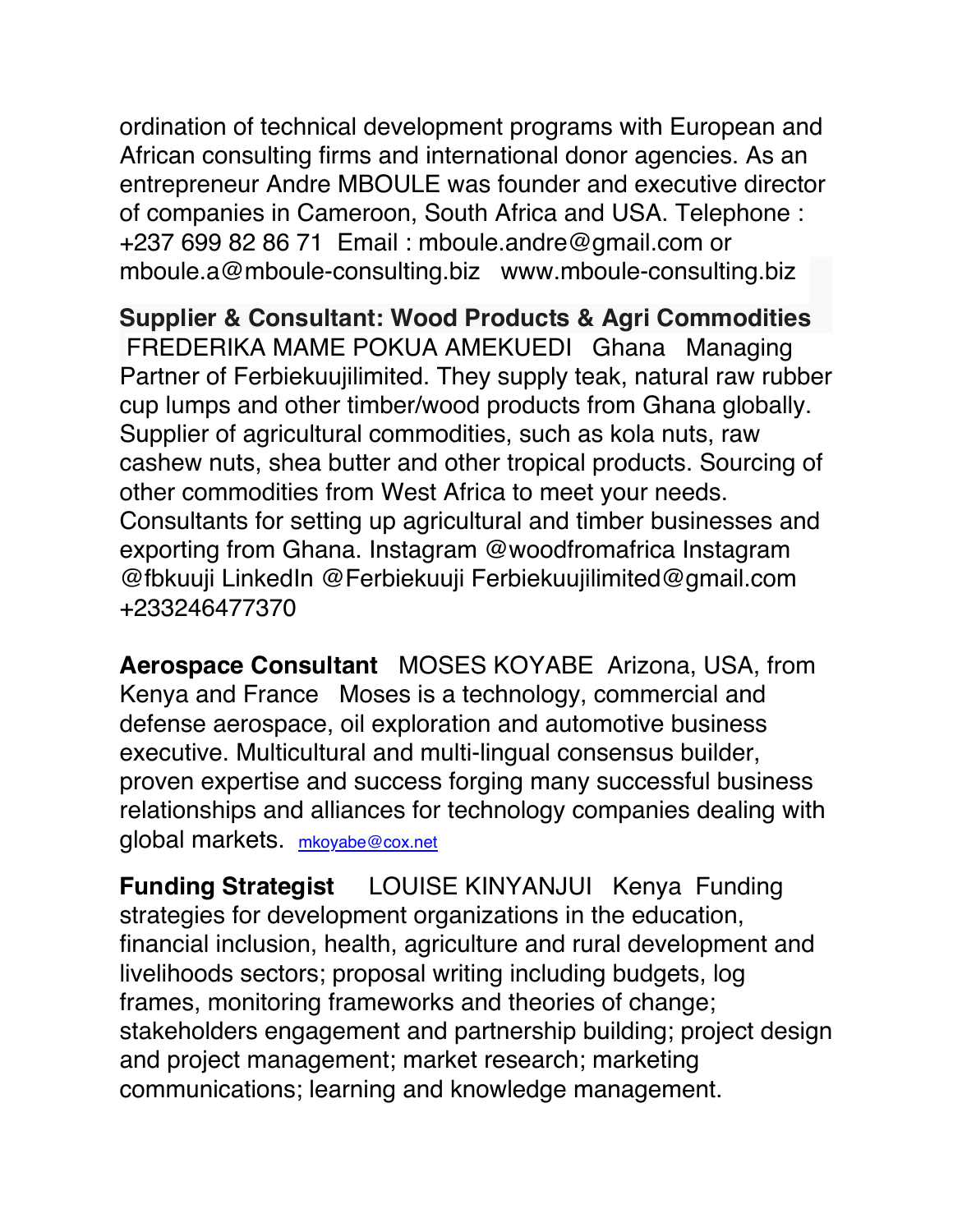ordination of technical development programs with European and African consulting firms and international donor agencies. As an entrepreneur Andre MBOULE was founder and executive director of companies in Cameroon, South Africa and USA. Telephone : +237 699 82 86 71  Email : mboule.andre@gmail.com or mboule.a@mboule-consulting.biz   www.mboule-consulting.biz

**Supplier & Consultant: Wood Products & Agri Commodities** FREDERIKA MAME POKUA AMEKUEDI   Ghana   Managing Partner of Ferbiekuujilimited. They supply teak, natural raw rubber cup lumps and other timber/wood products from Ghana globally. Supplier of agricultural commodities, such as kola nuts, raw cashew nuts, shea butter and other tropical products. Sourcing of other commodities from West Africa to meet your needs. Consultants for setting up agricultural and timber businesses and exporting from Ghana. Instagram @woodfromafrica Instagram @fbkuuji LinkedIn @Ferbiekuuji Ferbiekuujilimited@gmail.com +233246477370

**Aerospace Consultant**   MOSES KOYABE  Arizona, USA, from Kenya and France   Moses is a technology, commercial and defense aerospace, oil exploration and automotive business executive. Multicultural and multi-lingual consensus builder, proven expertise and success forging many successful business relationships and alliances for technology companies dealing with global markets. mkoyabe@cox.net

**Funding Strategist**    LOUISE KINYANJUI   Kenya  Funding strategies for development organizations in the education, financial inclusion, health, agriculture and rural development and livelihoods sectors; proposal writing including budgets, log frames, monitoring frameworks and theories of change; stakeholders engagement and partnership building; project design and project management; market research; marketing communications; learning and knowledge management.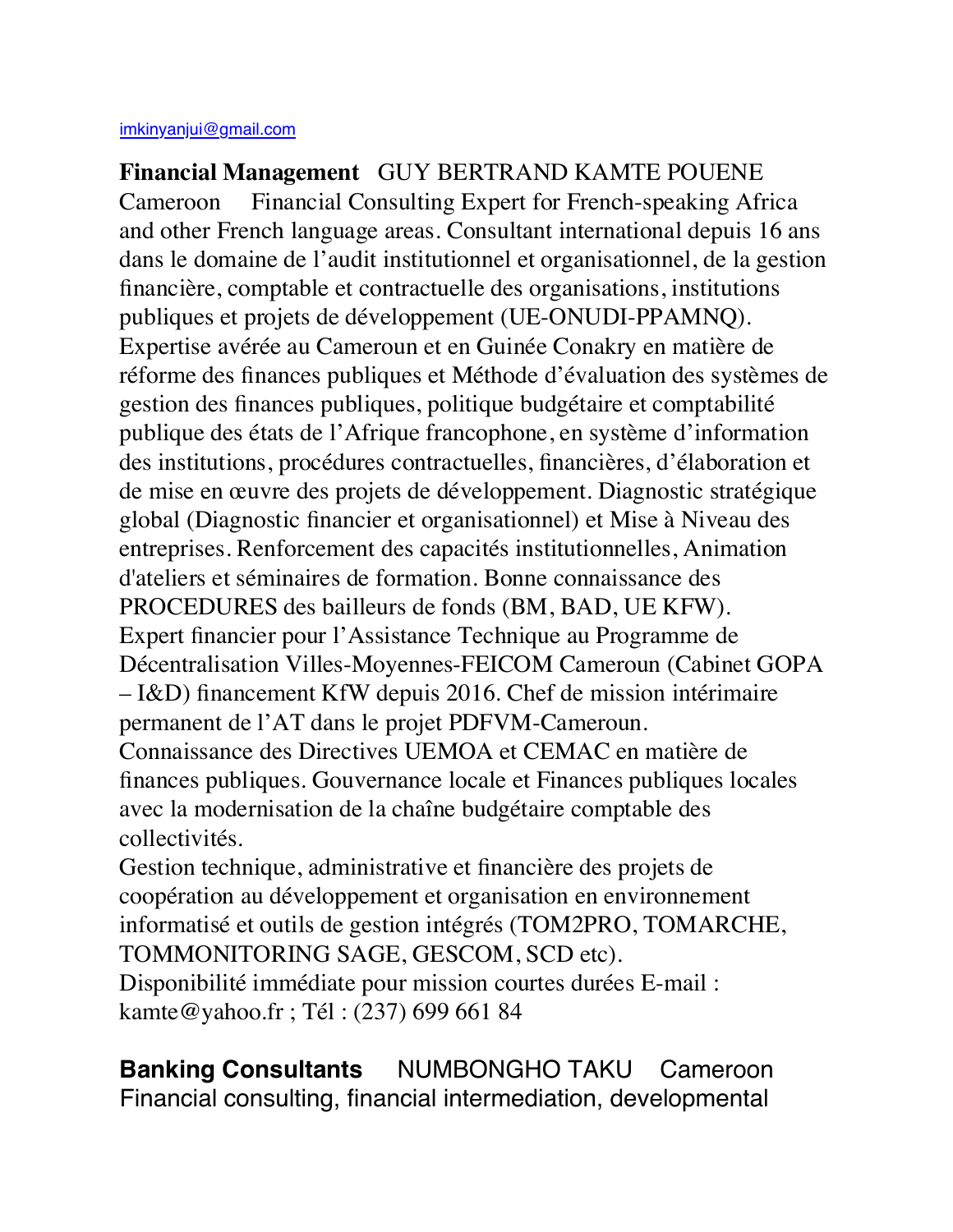imkinyanjui@gmail.com

**Financial Management** GUY BERTRAND KAMTE POUENE Cameroon Financial Consulting Expert for French-speaking Africa and other French language areas. Consultant international depuis 16 ans dans le domaine de l'audit institutionnel et organisationnel, de la gestion financière, comptable et contractuelle des organisations, institutions publiques et projets de développement (UE-ONUDI-PPAMNQ). Expertise avérée au Cameroun et en Guinée Conakry en matière de réforme des finances publiques et Méthode d'évaluation des systèmes de gestion des finances publiques, politique budgétaire et comptabilité publique des états de l'Afrique francophone, en système d'information des institutions, procédures contractuelles, financières, d'élaboration et de mise en œuvre des projets de développement. Diagnostic stratégique global (Diagnostic financier et organisationnel) et Mise à Niveau des entreprises. Renforcement des capacités institutionnelles, Animation d'ateliers et séminaires de formation. Bonne connaissance des PROCEDURES des bailleurs de fonds (BM, BAD, UE KFW).
Expert financier pour l'Assistance Technique au Programme de Décentralisation Villes-Moyennes-FEICOM Cameroun (Cabinet GOPA – I&D) financement KfW depuis 2016. Chef de mission intérimaire permanent de l'AT dans le projet PDFVM-Cameroun.
Connaissance des Directives UEMOA et CEMAC en matière de finances publiques. Gouvernance locale et Finances publiques locales avec la modernisation de la chaîne budgétaire comptable des collectivités.
Gestion technique, administrative et financière des projets de coopération au développement et organisation en environnement informatisé et outils de gestion intégrés (TOM2PRO, TOMARCHE, TOMMONITORING SAGE, GESCOM, SCD etc).
Disponibilité immédiate pour mission courtes durées E-mail : kamte@yahoo.fr ; Tél : (237) 699 661 84

**Banking Consultants** NUMBONGHO TAKU Cameroon Financial consulting, financial intermediation, developmental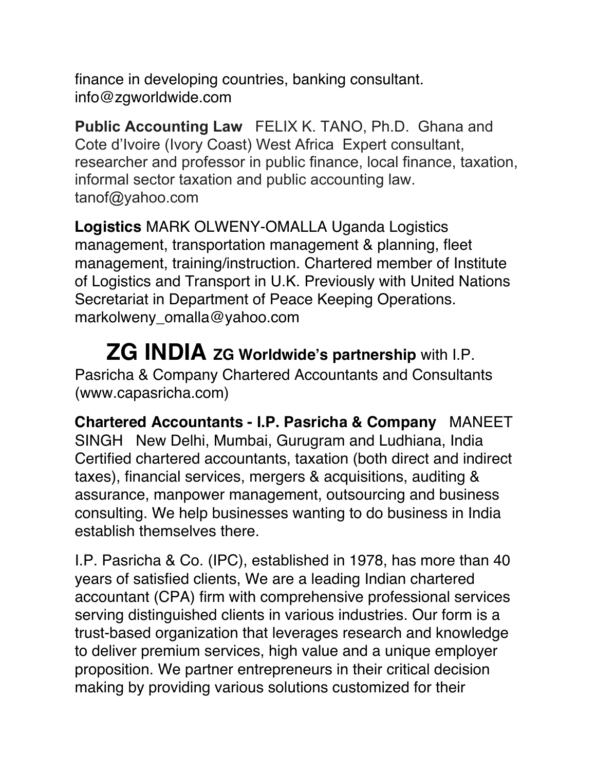finance in developing countries, banking consultant. info@zgworldwide.com

**Public Accounting Law** FELIX K. TANO, Ph.D. Ghana and Cote d'Ivoire (Ivory Coast) West Africa Expert consultant, researcher and professor in public finance, local finance, taxation, informal sector taxation and public accounting law. tanof@yahoo.com

**Logistics** MARK OLWENY-OMALLA Uganda Logistics management, transportation management & planning, fleet management, training/instruction. Chartered member of Institute of Logistics and Transport in U.K. Previously with United Nations Secretariat in Department of Peace Keeping Operations. markolweny_omalla@yahoo.com

## ZG INDIA **ZG Worldwide's partnership** with I.P. Pasricha & Company Chartered Accountants and Consultants (www.capasricha.com)

**Chartered Accountants - I.P. Pasricha & Company** MANEET SINGH New Delhi, Mumbai, Gurugram and Ludhiana, India Certified chartered accountants, taxation (both direct and indirect taxes), financial services, mergers & acquisitions, auditing & assurance, manpower management, outsourcing and business consulting. We help businesses wanting to do business in India establish themselves there.

I.P. Pasricha & Co. (IPC), established in 1978, has more than 40 years of satisfied clients, We are a leading Indian chartered accountant (CPA) firm with comprehensive professional services serving distinguished clients in various industries. Our form is a trust-based organization that leverages research and knowledge to deliver premium services, high value and a unique employer proposition. We partner entrepreneurs in their critical decision making by providing various solutions customized for their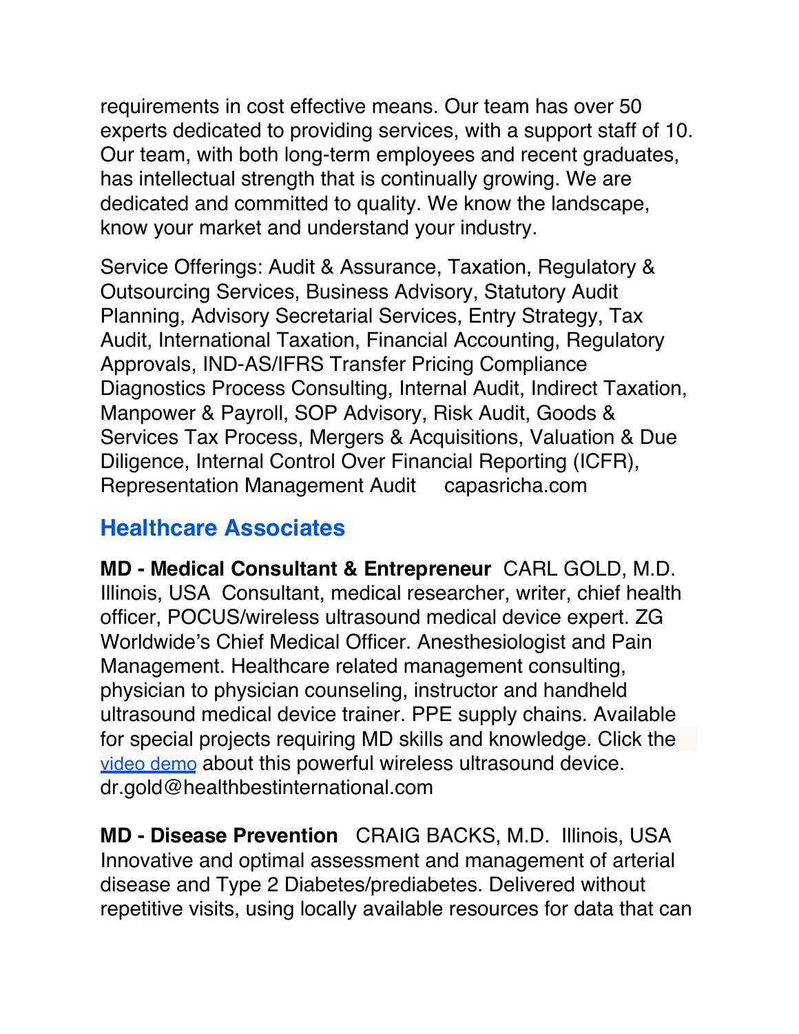requirements in cost effective means. Our team has over 50 experts dedicated to providing services, with a support staff of 10. Our team, with both long-term employees and recent graduates, has intellectual strength that is continually growing. We are dedicated and committed to quality. We know the landscape, know your market and understand your industry.

Service Offerings: Audit & Assurance, Taxation, Regulatory & Outsourcing Services, Business Advisory, Statutory Audit Planning, Advisory Secretarial Services, Entry Strategy, Tax Audit, International Taxation, Financial Accounting, Regulatory Approvals, IND-AS/IFRS Transfer Pricing Compliance Diagnostics Process Consulting, Internal Audit, Indirect Taxation, Manpower & Payroll, SOP Advisory, Risk Audit, Goods & Services Tax Process, Mergers & Acquisitions, Valuation & Due Diligence, Internal Control Over Financial Reporting (ICFR), Representation Management Audit capasricha.com

## Healthcare Associates

**MD - Medical Consultant & Entrepreneur** CARL GOLD, M.D. Illinois, USA Consultant, medical researcher, writer, chief health officer, POCUS/wireless ultrasound medical device expert. ZG Worldwide's Chief Medical Officer. Anesthesiologist and Pain Management. Healthcare related management consulting, physician to physician counseling, instructor and handheld ultrasound medical device trainer. PPE supply chains. Available for special projects requiring MD skills and knowledge. Click the video demo about this powerful wireless ultrasound device. dr.gold@healthbestinternational.com

**MD - Disease Prevention** CRAIG BACKS, M.D. Illinois, USA Innovative and optimal assessment and management of arterial disease and Type 2 Diabetes/prediabetes. Delivered without repetitive visits, using locally available resources for data that can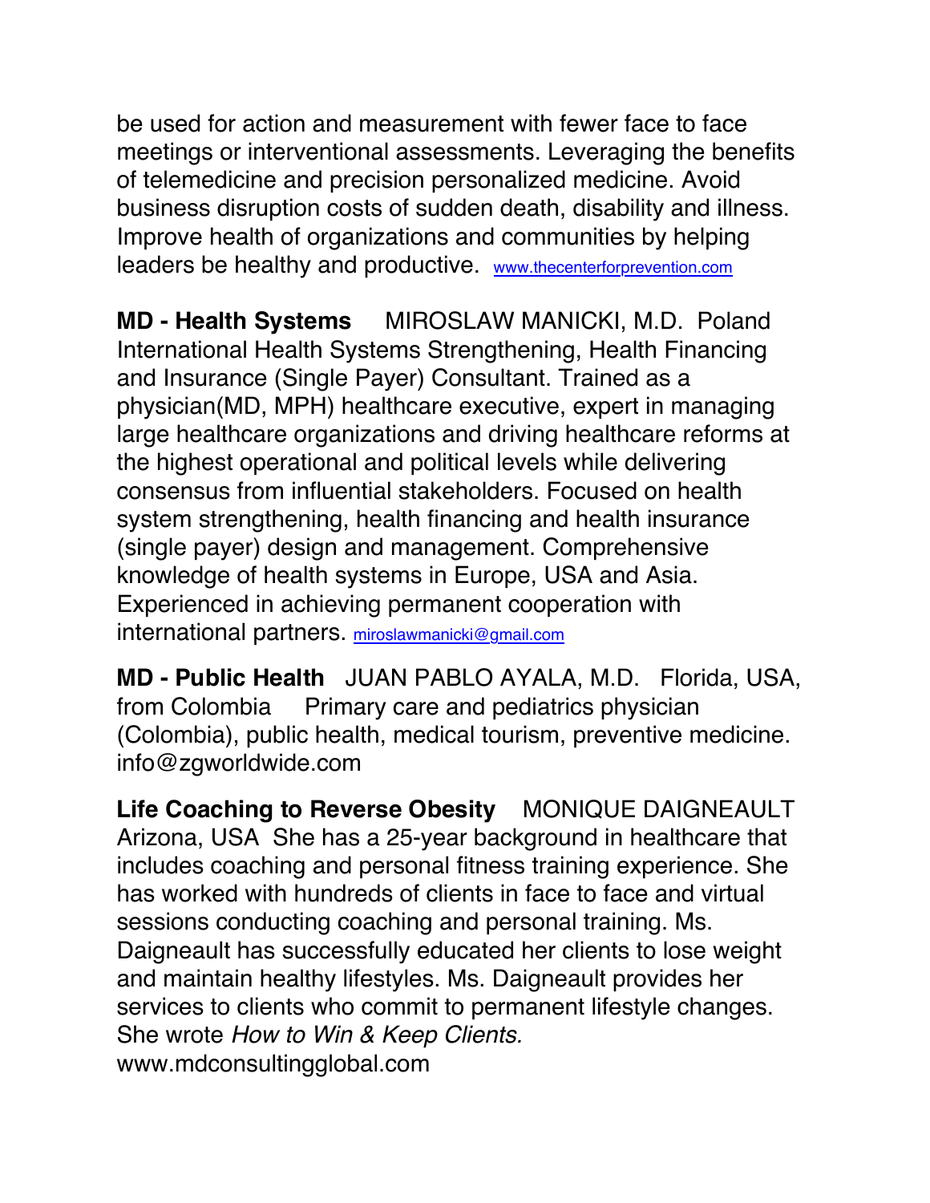be used for action and measurement with fewer face to face meetings or interventional assessments. Leveraging the benefits of telemedicine and precision personalized medicine. Avoid business disruption costs of sudden death, disability and illness. Improve health of organizations and communities by helping leaders be healthy and productive. www.thecenterforprevention.com

**MD - Health Systems** MIROSLAW MANICKI, M.D. Poland International Health Systems Strengthening, Health Financing and Insurance (Single Payer) Consultant. Trained as a physician(MD, MPH) healthcare executive, expert in managing large healthcare organizations and driving healthcare reforms at the highest operational and political levels while delivering consensus from influential stakeholders. Focused on health system strengthening, health financing and health insurance (single payer) design and management. Comprehensive knowledge of health systems in Europe, USA and Asia. Experienced in achieving permanent cooperation with international partners. miroslawmanicki@gmail.com

**MD - Public Health** JUAN PABLO AYALA, M.D. Florida, USA, from Colombia Primary care and pediatrics physician (Colombia), public health, medical tourism, preventive medicine. info@zgworldwide.com

**Life Coaching to Reverse Obesity** MONIQUE DAIGNEAULT Arizona, USA She has a 25-year background in healthcare that includes coaching and personal fitness training experience. She has worked with hundreds of clients in face to face and virtual sessions conducting coaching and personal training. Ms. Daigneault has successfully educated her clients to lose weight and maintain healthy lifestyles. Ms. Daigneault provides her services to clients who commit to permanent lifestyle changes. She wrote *How to Win & Keep Clients.* www.mdconsultingglobal.com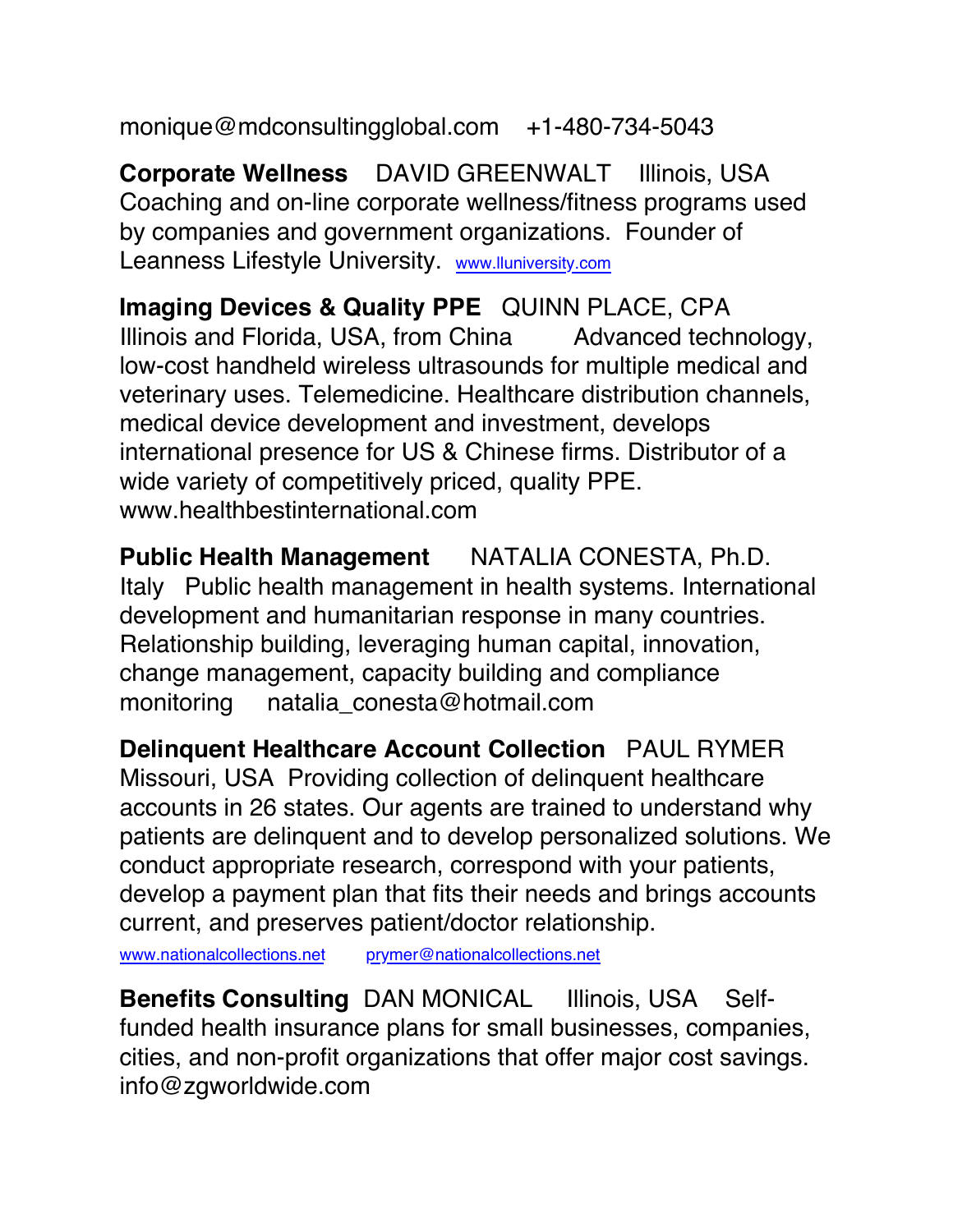monique@mdconsultingglobal.com +1-480-734-5043

**Corporate Wellness** DAVID GREENWALT Illinois, USA Coaching and on-line corporate wellness/fitness programs used by companies and government organizations. Founder of Leanness Lifestyle University. www.lluniversity.com

**Imaging Devices & Quality PPE** QUINN PLACE, CPA Illinois and Florida, USA, from China Advanced technology, low-cost handheld wireless ultrasounds for multiple medical and veterinary uses. Telemedicine. Healthcare distribution channels, medical device development and investment, develops international presence for US & Chinese firms. Distributor of a wide variety of competitively priced, quality PPE. www.healthbestinternational.com

**Public Health Management** NATALIA CONESTA, Ph.D. Italy Public health management in health systems. International development and humanitarian response in many countries. Relationship building, leveraging human capital, innovation, change management, capacity building and compliance monitoring natalia_conesta@hotmail.com

**Delinquent Healthcare Account Collection** PAUL RYMER Missouri, USA Providing collection of delinquent healthcare accounts in 26 states. Our agents are trained to understand why patients are delinquent and to develop personalized solutions. We conduct appropriate research, correspond with your patients, develop a payment plan that fits their needs and brings accounts current, and preserves patient/doctor relationship. www.nationalcollections.net prymer@nationalcollections.net

**Benefits Consulting** DAN MONICAL Illinois, USA Self-funded health insurance plans for small businesses, companies, cities, and non-profit organizations that offer major cost savings. info@zgworldwide.com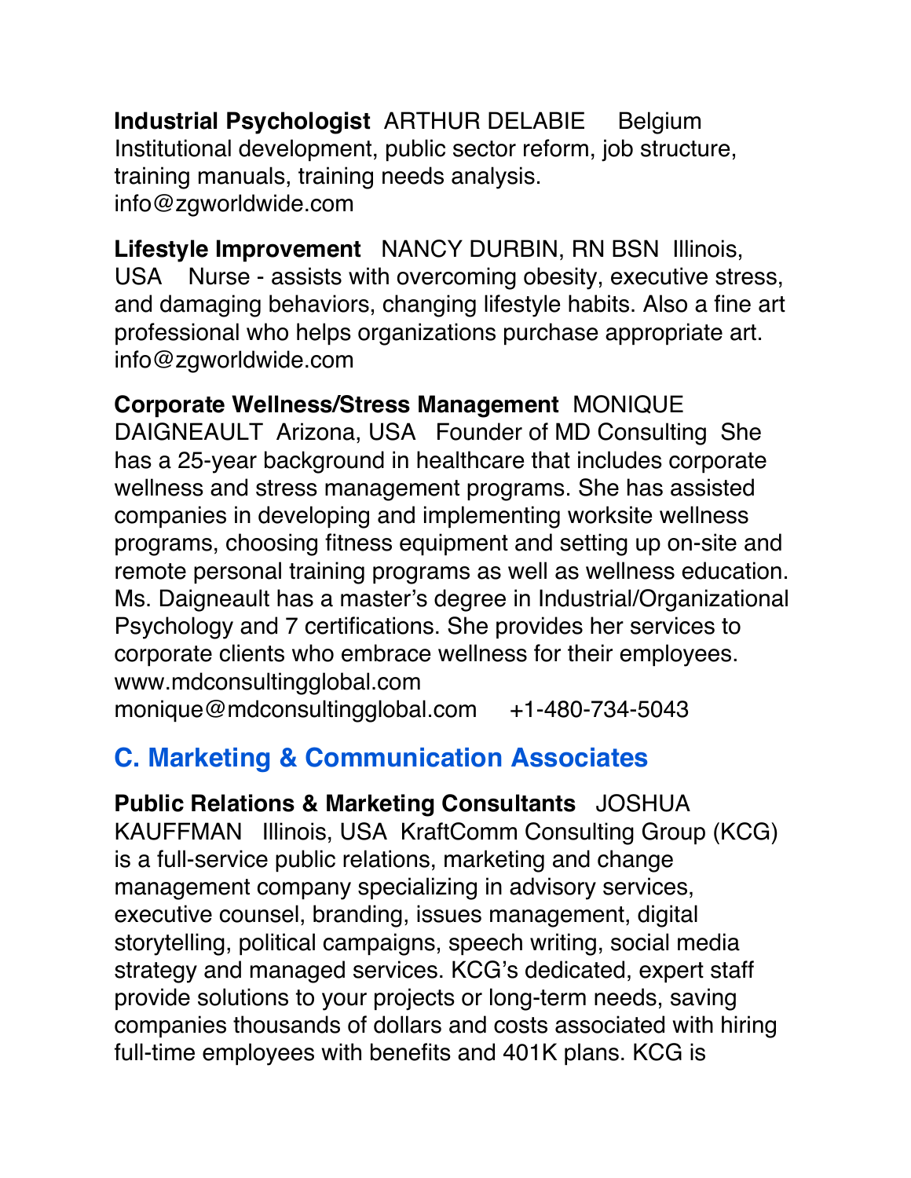**Industrial Psychologist** ARTHUR DELABIE Belgium
Institutional development, public sector reform, job structure, training manuals, training needs analysis.
info@zgworldwide.com

**Lifestyle Improvement** NANCY DURBIN, RN BSN Illinois, USA Nurse - assists with overcoming obesity, executive stress, and damaging behaviors, changing lifestyle habits. Also a fine art professional who helps organizations purchase appropriate art.
info@zgworldwide.com

**Corporate Wellness/Stress Management** MONIQUE DAIGNEAULT Arizona, USA Founder of MD Consulting She has a 25-year background in healthcare that includes corporate wellness and stress management programs. She has assisted companies in developing and implementing worksite wellness programs, choosing fitness equipment and setting up on-site and remote personal training programs as well as wellness education. Ms. Daigneault has a master's degree in Industrial/Organizational Psychology and 7 certifications. She provides her services to corporate clients who embrace wellness for their employees.
www.mdconsultingglobal.com
monique@mdconsultingglobal.com +1-480-734-5043

## C. Marketing & Communication Associates

**Public Relations & Marketing Consultants** JOSHUA KAUFFMAN Illinois, USA KraftComm Consulting Group (KCG) is a full-service public relations, marketing and change management company specializing in advisory services, executive counsel, branding, issues management, digital storytelling, political campaigns, speech writing, social media strategy and managed services. KCG's dedicated, expert staff provide solutions to your projects or long-term needs, saving companies thousands of dollars and costs associated with hiring full-time employees with benefits and 401K plans. KCG is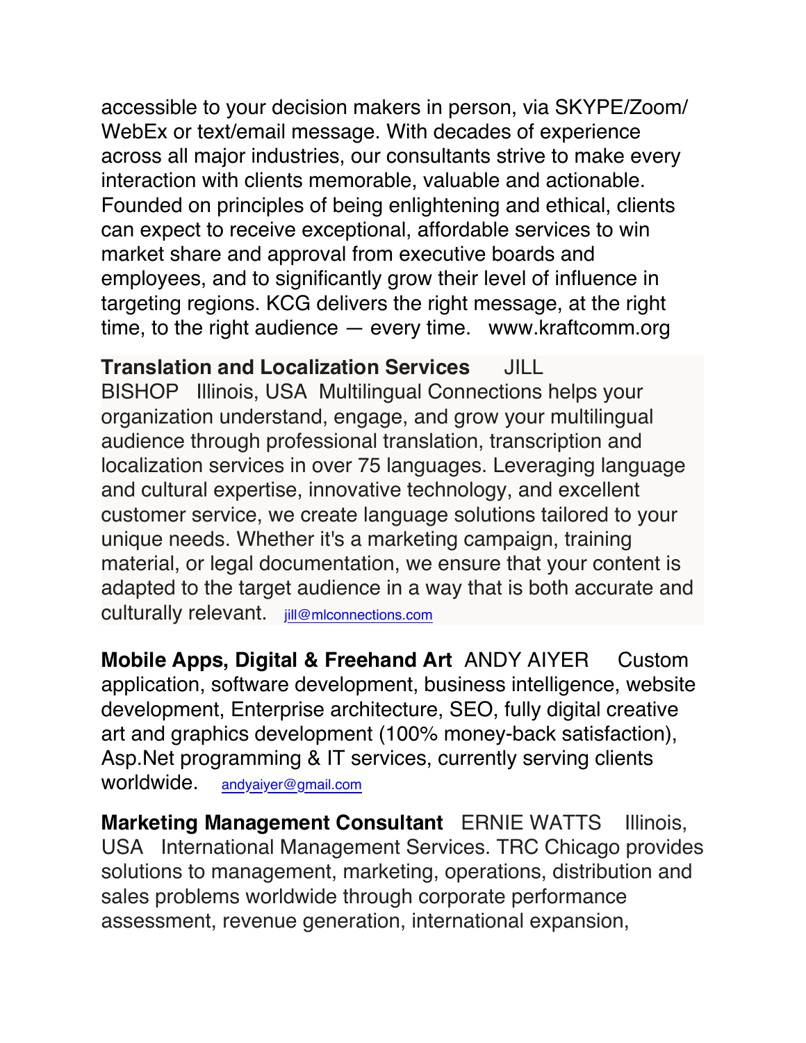accessible to your decision makers in person, via SKYPE/Zoom/WebEx or text/email message. With decades of experience across all major industries, our consultants strive to make every interaction with clients memorable, valuable and actionable. Founded on principles of being enlightening and ethical, clients can expect to receive exceptional, affordable services to win market share and approval from executive boards and employees, and to significantly grow their level of influence in targeting regions. KCG delivers the right message, at the right time, to the right audience — every time. www.kraftcomm.org

**Translation and Localization Services** JILL BISHOP Illinois, USA Multilingual Connections helps your organization understand, engage, and grow your multilingual audience through professional translation, transcription and localization services in over 75 languages. Leveraging language and cultural expertise, innovative technology, and excellent customer service, we create language solutions tailored to your unique needs. Whether it's a marketing campaign, training material, or legal documentation, we ensure that your content is adapted to the target audience in a way that is both accurate and culturally relevant. jill@mlconnections.com

**Mobile Apps, Digital & Freehand Art** ANDY AIYER Custom application, software development, business intelligence, website development, Enterprise architecture, SEO, fully digital creative art and graphics development (100% money-back satisfaction), Asp.Net programming & IT services, currently serving clients worldwide. andyaiyer@gmail.com

**Marketing Management Consultant** ERNIE WATTS Illinois, USA International Management Services. TRC Chicago provides solutions to management, marketing, operations, distribution and sales problems worldwide through corporate performance assessment, revenue generation, international expansion,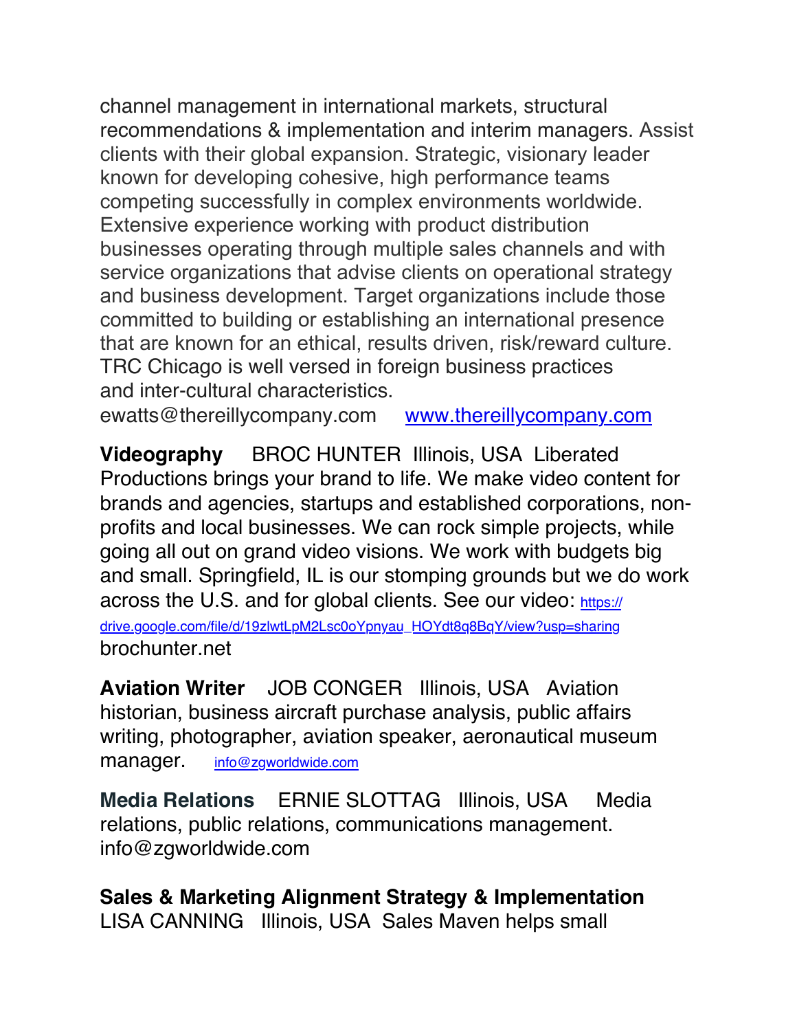channel management in international markets, structural recommendations & implementation and interim managers. Assist clients with their global expansion. Strategic, visionary leader known for developing cohesive, high performance teams competing successfully in complex environments worldwide. Extensive experience working with product distribution businesses operating through multiple sales channels and with service organizations that advise clients on operational strategy and business development. Target organizations include those committed to building or establishing an international presence that are known for an ethical, results driven, risk/reward culture. TRC Chicago is well versed in foreign business practices and inter-cultural characteristics.
ewatts@thereillycompany.com   www.thereillycompany.com

**Videography**   BROC HUNTER  Illinois, USA  Liberated Productions brings your brand to life. We make video content for brands and agencies, startups and established corporations, non-profits and local businesses. We can rock simple projects, while going all out on grand video visions. We work with budgets big and small. Springfield, IL is our stomping grounds but we do work across the U.S. and for global clients. See our video: https://drive.google.com/file/d/19zlwtLpM2Lsc0oYpnyau_HOYdt8q8BqY/view?usp=sharing
brochunter.net

**Aviation Writer**   JOB CONGER  Illinois, USA  Aviation historian, business aircraft purchase analysis, public affairs writing, photographer, aviation speaker, aeronautical museum manager.   info@zgworldwide.com

**Media Relations**   ERNIE SLOTTAG  Illinois, USA  Media relations, public relations, communications management.
info@zgworldwide.com

**Sales & Marketing Alignment Strategy & Implementation**
LISA CANNING  Illinois, USA  Sales Maven helps small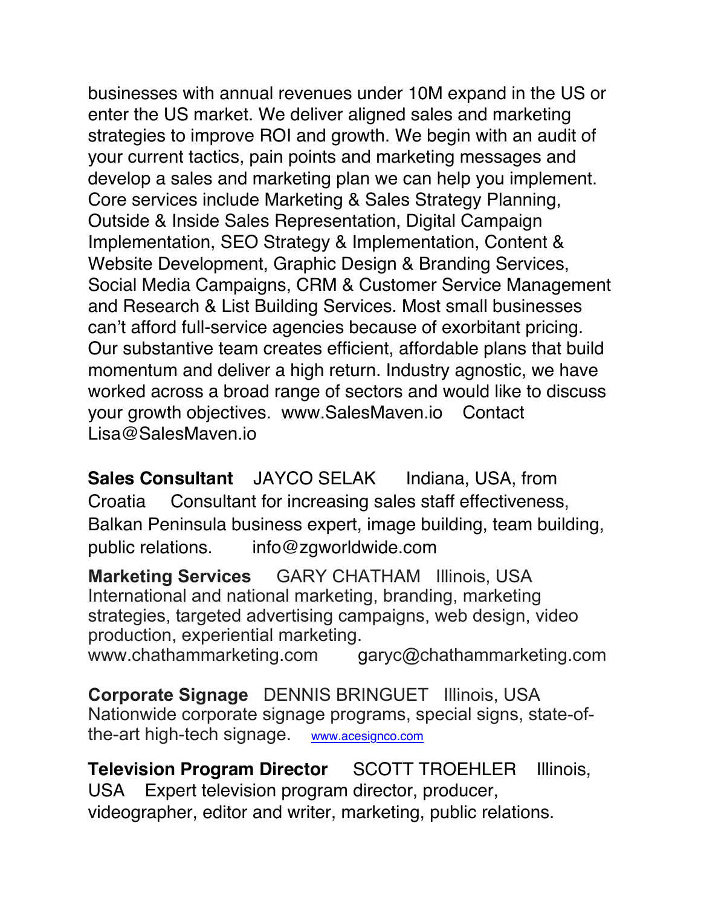businesses with annual revenues under 10M expand in the US or enter the US market. We deliver aligned sales and marketing strategies to improve ROI and growth. We begin with an audit of your current tactics, pain points and marketing messages and develop a sales and marketing plan we can help you implement. Core services include Marketing & Sales Strategy Planning, Outside & Inside Sales Representation, Digital Campaign Implementation, SEO Strategy & Implementation, Content & Website Development, Graphic Design & Branding Services, Social Media Campaigns, CRM & Customer Service Management and Research & List Building Services. Most small businesses can't afford full-service agencies because of exorbitant pricing. Our substantive team creates efficient, affordable plans that build momentum and deliver a high return. Industry agnostic, we have worked across a broad range of sectors and would like to discuss your growth objectives. www.SalesMaven.io Contact Lisa@SalesMaven.io

**Sales Consultant** JAYCO SELAK Indiana, USA, from Croatia Consultant for increasing sales staff effectiveness, Balkan Peninsula business expert, image building, team building, public relations. info@zgworldwide.com

**Marketing Services** GARY CHATHAM Illinois, USA International and national marketing, branding, marketing strategies, targeted advertising campaigns, web design, video production, experiential marketing.
www.chathammarketing.com garyc@chathammarketing.com

**Corporate Signage** DENNIS BRINGUET Illinois, USA Nationwide corporate signage programs, special signs, state-of-the-art high-tech signage. www.acesignco.com

**Television Program Director** SCOTT TROEHLER Illinois, USA Expert television program director, producer, videographer, editor and writer, marketing, public relations.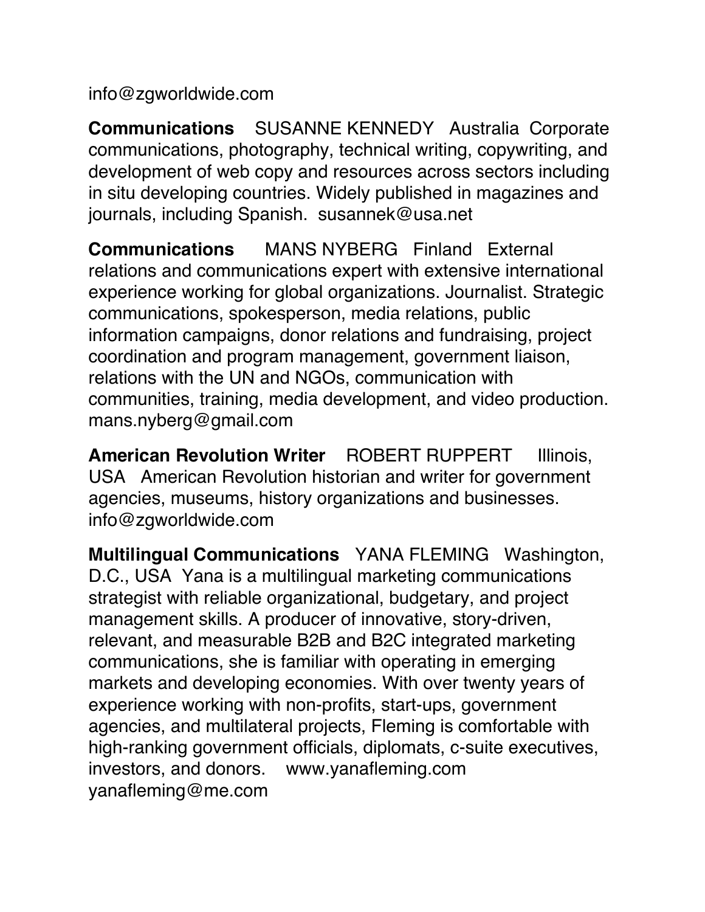info@zgworldwide.com

**Communications** SUSANNE KENNEDY Australia Corporate communications, photography, technical writing, copywriting, and development of web copy and resources across sectors including in situ developing countries. Widely published in magazines and journals, including Spanish. susannek@usa.net

**Communications** MANS NYBERG Finland External relations and communications expert with extensive international experience working for global organizations. Journalist. Strategic communications, spokesperson, media relations, public information campaigns, donor relations and fundraising, project coordination and program management, government liaison, relations with the UN and NGOs, communication with communities, training, media development, and video production. mans.nyberg@gmail.com

**American Revolution Writer** ROBERT RUPPERT Illinois, USA American Revolution historian and writer for government agencies, museums, history organizations and businesses. info@zgworldwide.com

**Multilingual Communications** YANA FLEMING Washington, D.C., USA Yana is a multilingual marketing communications strategist with reliable organizational, budgetary, and project management skills. A producer of innovative, story-driven, relevant, and measurable B2B and B2C integrated marketing communications, she is familiar with operating in emerging markets and developing economies. With over twenty years of experience working with non-profits, start-ups, government agencies, and multilateral projects, Fleming is comfortable with high-ranking government officials, diplomats, c-suite executives, investors, and donors. www.yanafleming.com yanafleming@me.com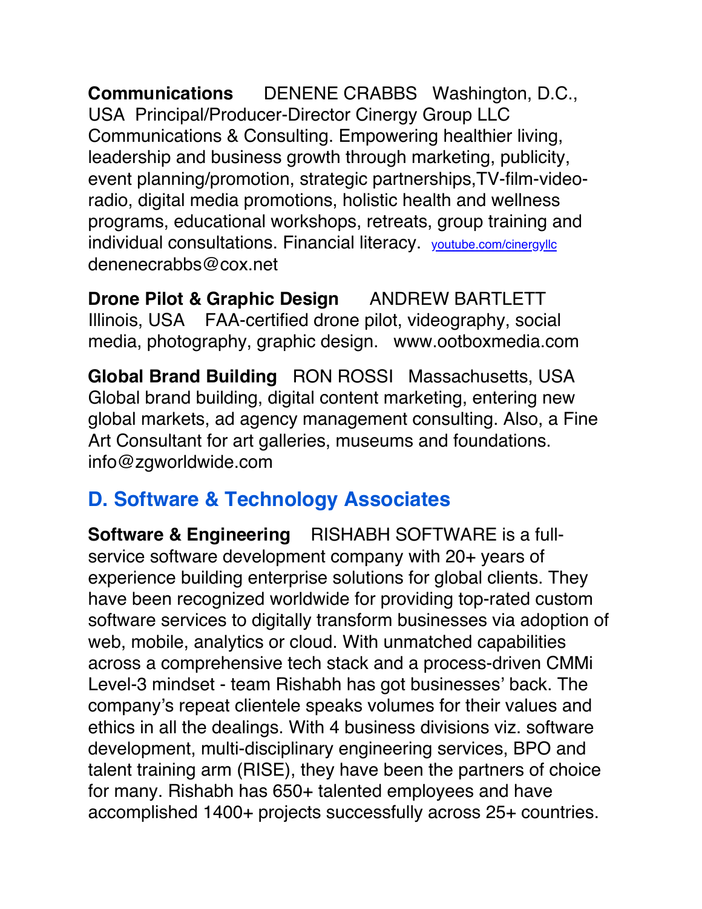**Communications** DENENE CRABBS Washington, D.C., USA Principal/Producer-Director Cinergy Group LLC Communications & Consulting. Empowering healthier living, leadership and business growth through marketing, publicity, event planning/promotion, strategic partnerships,TV-film-video-radio, digital media promotions, holistic health and wellness programs, educational workshops, retreats, group training and individual consultations. Financial literacy. youtube.com/cinergyllc denenecrabbs@cox.net

**Drone Pilot & Graphic Design** ANDREW BARTLETT Illinois, USA FAA-certified drone pilot, videography, social media, photography, graphic design. www.ootboxmedia.com

**Global Brand Building** RON ROSSI Massachusetts, USA Global brand building, digital content marketing, entering new global markets, ad agency management consulting. Also, a Fine Art Consultant for art galleries, museums and foundations. info@zgworldwide.com

## D. Software & Technology Associates

**Software & Engineering** RISHABH SOFTWARE is a full-service software development company with 20+ years of experience building enterprise solutions for global clients. They have been recognized worldwide for providing top-rated custom software services to digitally transform businesses via adoption of web, mobile, analytics or cloud. With unmatched capabilities across a comprehensive tech stack and a process-driven CMMi Level-3 mindset - team Rishabh has got businesses' back. The company's repeat clientele speaks volumes for their values and ethics in all the dealings. With 4 business divisions viz. software development, multi-disciplinary engineering services, BPO and talent training arm (RISE), they have been the partners of choice for many. Rishabh has 650+ talented employees and have accomplished 1400+ projects successfully across 25+ countries.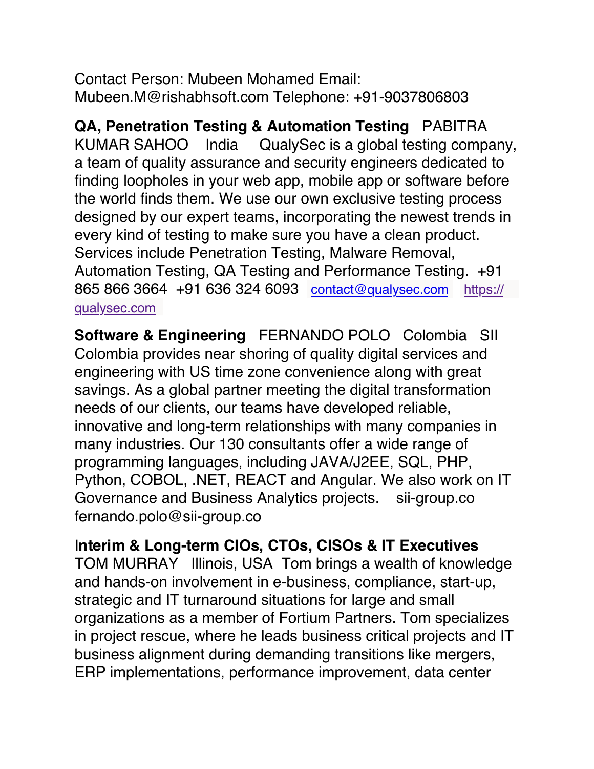Contact Person: Mubeen Mohamed Email: Mubeen.M@rishabhsoft.com Telephone: +91-9037806803

**QA, Penetration Testing & Automation Testing** PABITRA KUMAR SAHOO India QualySec is a global testing company, a team of quality assurance and security engineers dedicated to finding loopholes in your web app, mobile app or software before the world finds them. We use our own exclusive testing process designed by our expert teams, incorporating the newest trends in every kind of testing to make sure you have a clean product. Services include Penetration Testing, Malware Removal, Automation Testing, QA Testing and Performance Testing. +91 865 866 3664 +91 636 324 6093 contact@qualysec.com https://qualysec.com

**Software & Engineering** FERNANDO POLO Colombia SII Colombia provides near shoring of quality digital services and engineering with US time zone convenience along with great savings. As a global partner meeting the digital transformation needs of our clients, our teams have developed reliable, innovative and long-term relationships with many companies in many industries. Our 130 consultants offer a wide range of programming languages, including JAVA/J2EE, SQL, PHP, Python, COBOL, .NET, REACT and Angular. We also work on IT Governance and Business Analytics projects. sii-group.co fernando.polo@sii-group.co

**Interim & Long-term CIOs, CTOs, CISOs & IT Executives** TOM MURRAY Illinois, USA Tom brings a wealth of knowledge and hands-on involvement in e-business, compliance, start-up, strategic and IT turnaround situations for large and small organizations as a member of Fortium Partners. Tom specializes in project rescue, where he leads business critical projects and IT business alignment during demanding transitions like mergers, ERP implementations, performance improvement, data center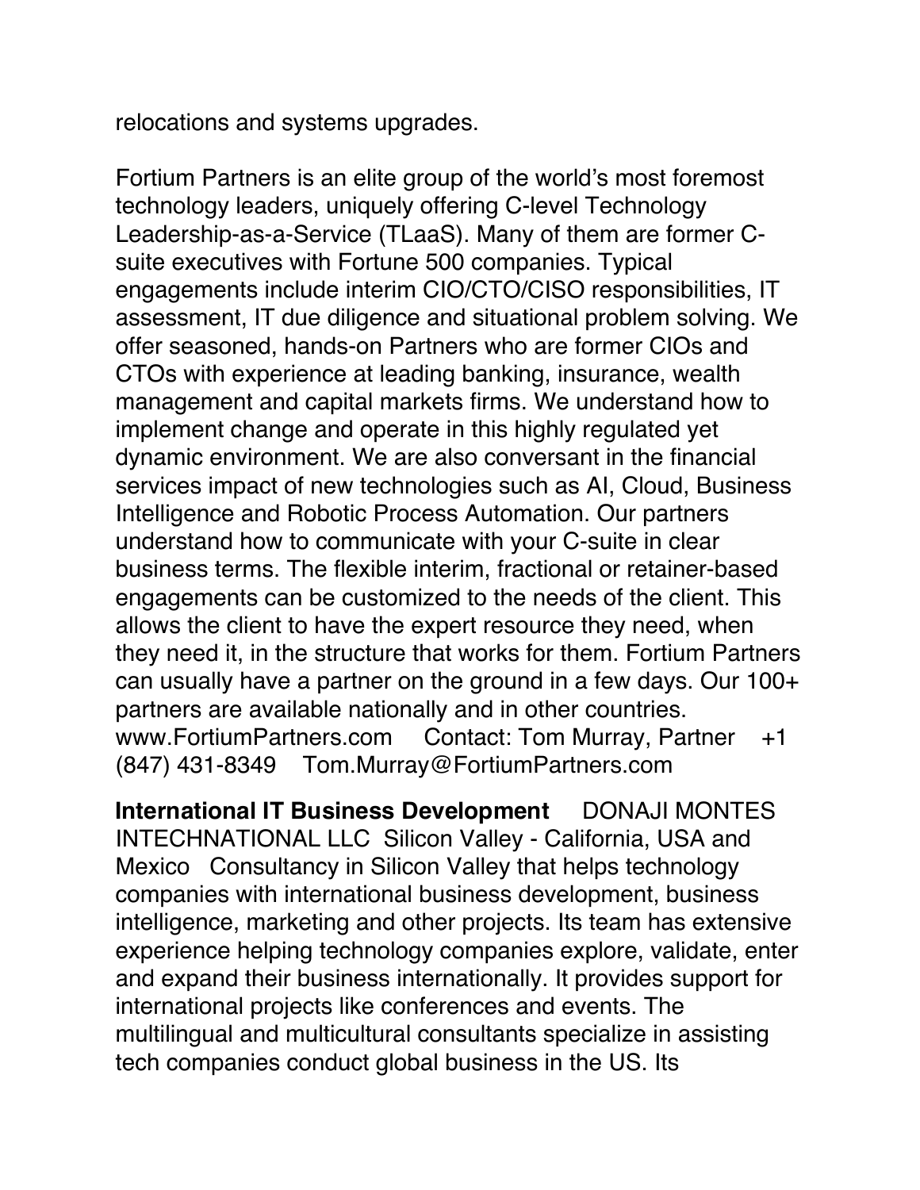relocations and systems upgrades.

Fortium Partners is an elite group of the world's most foremost technology leaders, uniquely offering C-level Technology Leadership-as-a-Service (TLaaS). Many of them are former C-suite executives with Fortune 500 companies. Typical engagements include interim CIO/CTO/CISO responsibilities, IT assessment, IT due diligence and situational problem solving. We offer seasoned, hands-on Partners who are former CIOs and CTOs with experience at leading banking, insurance, wealth management and capital markets firms. We understand how to implement change and operate in this highly regulated yet dynamic environment. We are also conversant in the financial services impact of new technologies such as AI, Cloud, Business Intelligence and Robotic Process Automation. Our partners understand how to communicate with your C-suite in clear business terms. The flexible interim, fractional or retainer-based engagements can be customized to the needs of the client. This allows the client to have the expert resource they need, when they need it, in the structure that works for them. Fortium Partners can usually have a partner on the ground in a few days. Our 100+ partners are available nationally and in other countries. www.FortiumPartners.com   Contact: Tom Murray, Partner   +1 (847) 431-8349   Tom.Murray@FortiumPartners.com

**International IT Business Development**   DONAJI MONTES INTECHNATIONAL LLC  Silicon Valley - California, USA and Mexico   Consultancy in Silicon Valley that helps technology companies with international business development, business intelligence, marketing and other projects. Its team has extensive experience helping technology companies explore, validate, enter and expand their business internationally. It provides support for international projects like conferences and events. The multilingual and multicultural consultants specialize in assisting tech companies conduct global business in the US. Its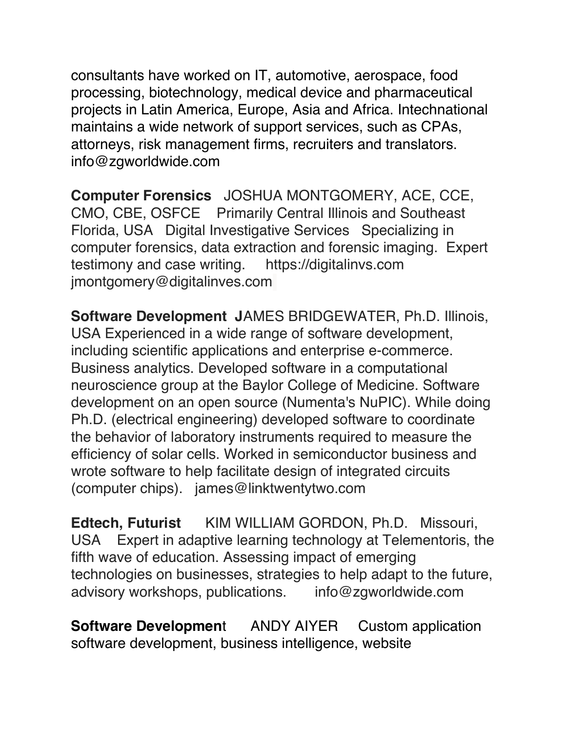consultants have worked on IT, automotive, aerospace, food processing, biotechnology, medical device and pharmaceutical projects in Latin America, Europe, Asia and Africa. Intechnational maintains a wide network of support services, such as CPAs, attorneys, risk management firms, recruiters and translators. info@zgworldwide.com

**Computer Forensics** JOSHUA MONTGOMERY, ACE, CCE, CMO, CBE, OSFCE Primarily Central Illinois and Southeast Florida, USA Digital Investigative Services Specializing in computer forensics, data extraction and forensic imaging. Expert testimony and case writing. https://digitalinvs.com jmontgomery@digitalinves.com

**Software Development J**AMES BRIDGEWATER, Ph.D. Illinois, USA Experienced in a wide range of software development, including scientific applications and enterprise e-commerce. Business analytics. Developed software in a computational neuroscience group at the Baylor College of Medicine. Software development on an open source (Numenta's NuPIC). While doing Ph.D. (electrical engineering) developed software to coordinate the behavior of laboratory instruments required to measure the efficiency of solar cells. Worked in semiconductor business and wrote software to help facilitate design of integrated circuits (computer chips). james@linktwentytwo.com

**Edtech, Futurist** KIM WILLIAM GORDON, Ph.D. Missouri, USA Expert in adaptive learning technology at Telementoris, the fifth wave of education. Assessing impact of emerging technologies on businesses, strategies to help adapt to the future, advisory workshops, publications. info@zgworldwide.com

**Software Developmen**t ANDY AIYER Custom application software development, business intelligence, website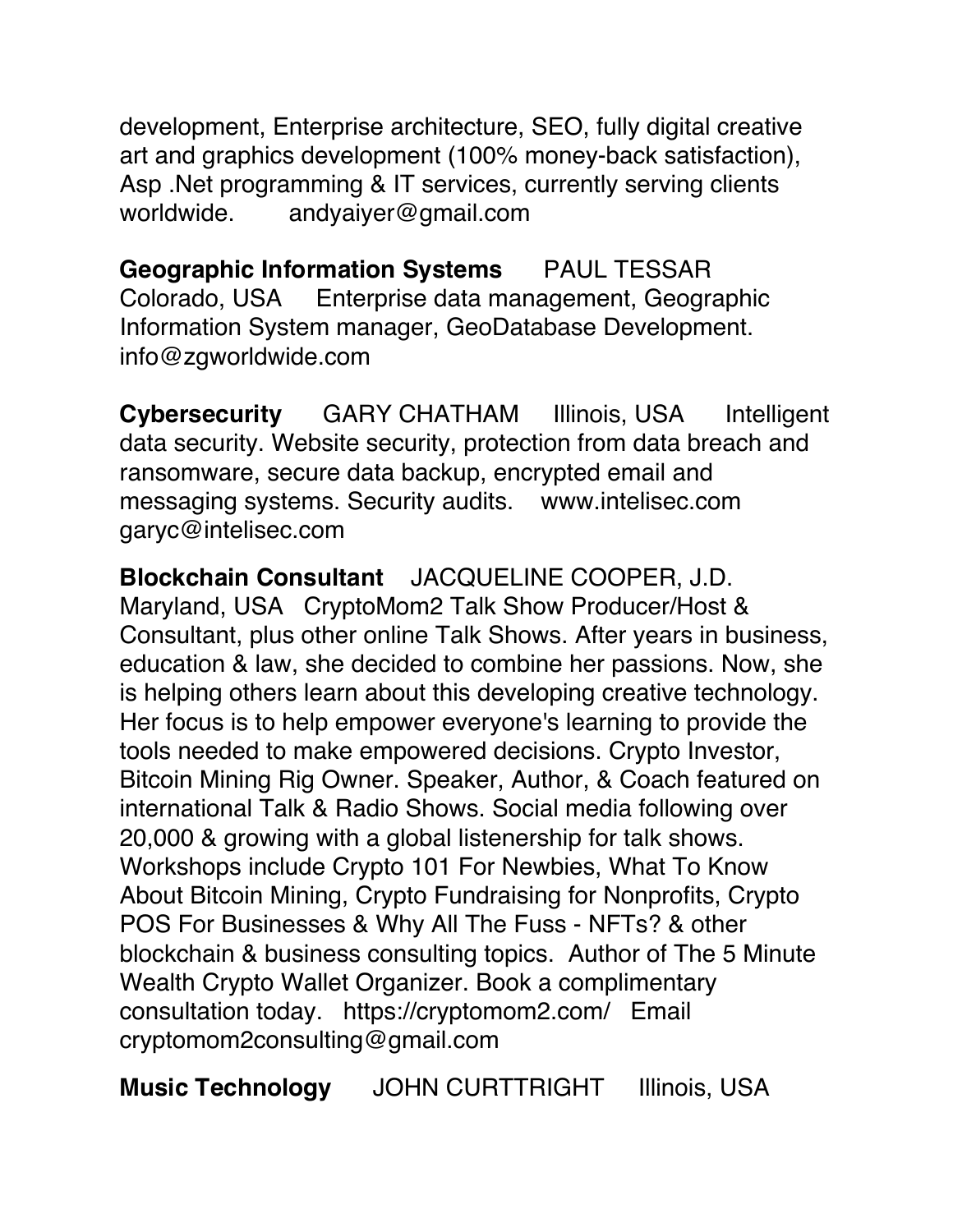development, Enterprise architecture, SEO, fully digital creative art and graphics development (100% money-back satisfaction), Asp .Net programming & IT services, currently serving clients worldwide. andyaiyer@gmail.com

**Geographic Information Systems** PAUL TESSAR Colorado, USA Enterprise data management, Geographic Information System manager, GeoDatabase Development. info@zgworldwide.com

**Cybersecurity** GARY CHATHAM Illinois, USA Intelligent data security. Website security, protection from data breach and ransomware, secure data backup, encrypted email and messaging systems. Security audits. www.intelisec.com garyc@intelisec.com

**Blockchain Consultant** JACQUELINE COOPER, J.D. Maryland, USA CryptoMom2 Talk Show Producer/Host & Consultant, plus other online Talk Shows. After years in business, education & law, she decided to combine her passions. Now, she is helping others learn about this developing creative technology. Her focus is to help empower everyone's learning to provide the tools needed to make empowered decisions. Crypto Investor, Bitcoin Mining Rig Owner. Speaker, Author, & Coach featured on international Talk & Radio Shows. Social media following over 20,000 & growing with a global listenership for talk shows. Workshops include Crypto 101 For Newbies, What To Know About Bitcoin Mining, Crypto Fundraising for Nonprofits, Crypto POS For Businesses & Why All The Fuss - NFTs? & other blockchain & business consulting topics. Author of The 5 Minute Wealth Crypto Wallet Organizer. Book a complimentary consultation today. https://cryptomom2.com/ Email cryptomom2consulting@gmail.com

**Music Technology** JOHN CURTTRIGHT Illinois, USA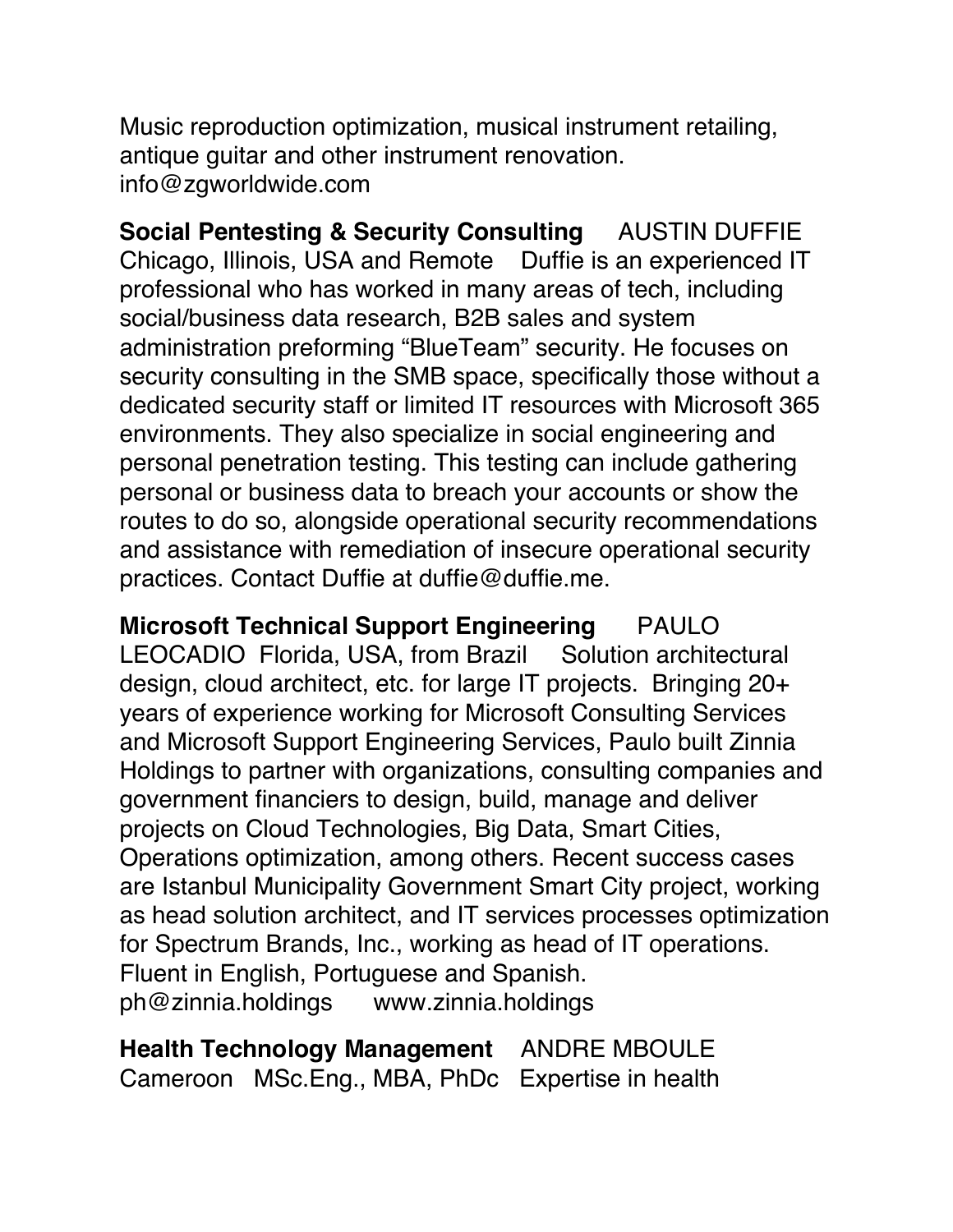Music reproduction optimization, musical instrument retailing, antique guitar and other instrument renovation. info@zgworldwide.com

**Social Pentesting & Security Consulting** AUSTIN DUFFIE Chicago, Illinois, USA and Remote Duffie is an experienced IT professional who has worked in many areas of tech, including social/business data research, B2B sales and system administration preforming "BlueTeam" security. He focuses on security consulting in the SMB space, specifically those without a dedicated security staff or limited IT resources with Microsoft 365 environments. They also specialize in social engineering and personal penetration testing. This testing can include gathering personal or business data to breach your accounts or show the routes to do so, alongside operational security recommendations and assistance with remediation of insecure operational security practices. Contact Duffie at duffie@duffie.me.

**Microsoft Technical Support Engineering** PAULO LEOCADIO Florida, USA, from Brazil Solution architectural design, cloud architect, etc. for large IT projects. Bringing 20+ years of experience working for Microsoft Consulting Services and Microsoft Support Engineering Services, Paulo built Zinnia Holdings to partner with organizations, consulting companies and government financiers to design, build, manage and deliver projects on Cloud Technologies, Big Data, Smart Cities, Operations optimization, among others. Recent success cases are Istanbul Municipality Government Smart City project, working as head solution architect, and IT services processes optimization for Spectrum Brands, Inc., working as head of IT operations. Fluent in English, Portuguese and Spanish. ph@zinnia.holdings www.zinnia.holdings

**Health Technology Management** ANDRE MBOULE Cameroon MSc.Eng., MBA, PhDc Expertise in health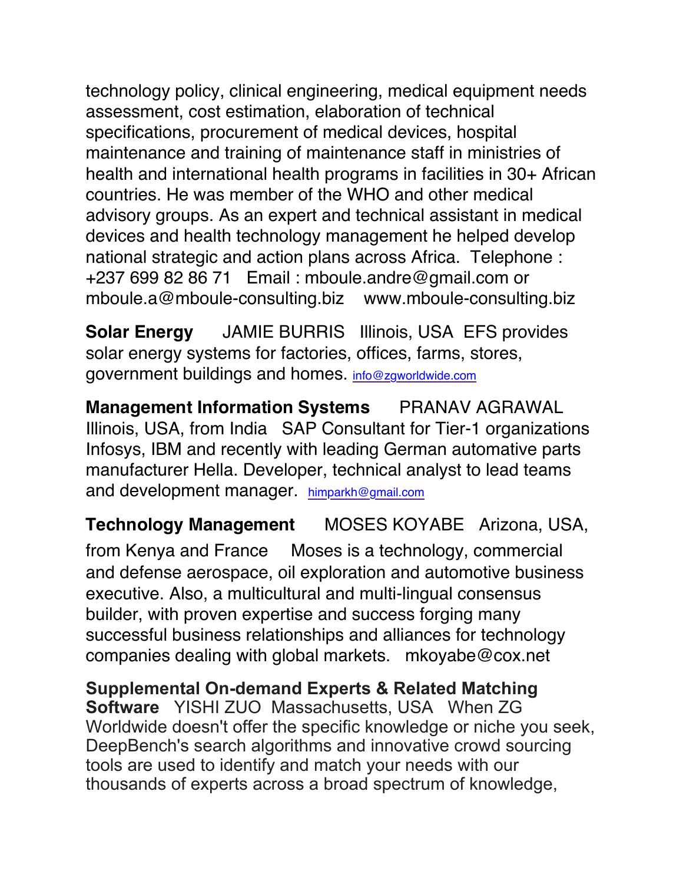technology policy, clinical engineering, medical equipment needs assessment, cost estimation, elaboration of technical specifications, procurement of medical devices, hospital maintenance and training of maintenance staff in ministries of health and international health programs in facilities in 30+ African countries. He was member of the WHO and other medical advisory groups. As an expert and technical assistant in medical devices and health technology management he helped develop national strategic and action plans across Africa. Telephone : +237 699 82 86 71 Email : mboule.andre@gmail.com or mboule.a@mboule-consulting.biz www.mboule-consulting.biz

**Solar Energy** JAMIE BURRIS Illinois, USA EFS provides solar energy systems for factories, offices, farms, stores, government buildings and homes. info@zgworldwide.com

**Management Information Systems** PRANAV AGRAWAL Illinois, USA, from India SAP Consultant for Tier-1 organizations Infosys, IBM and recently with leading German automative parts manufacturer Hella. Developer, technical analyst to lead teams and development manager. himparkh@gmail.com

**Technology Management** MOSES KOYABE Arizona, USA, from Kenya and France Moses is a technology, commercial and defense aerospace, oil exploration and automotive business executive. Also, a multicultural and multi-lingual consensus builder, with proven expertise and success forging many successful business relationships and alliances for technology companies dealing with global markets. mkoyabe@cox.net

**Supplemental On-demand Experts & Related Matching Software** YISHI ZUO Massachusetts, USA When ZG Worldwide doesn't offer the specific knowledge or niche you seek, DeepBench's search algorithms and innovative crowd sourcing tools are used to identify and match your needs with our thousands of experts across a broad spectrum of knowledge,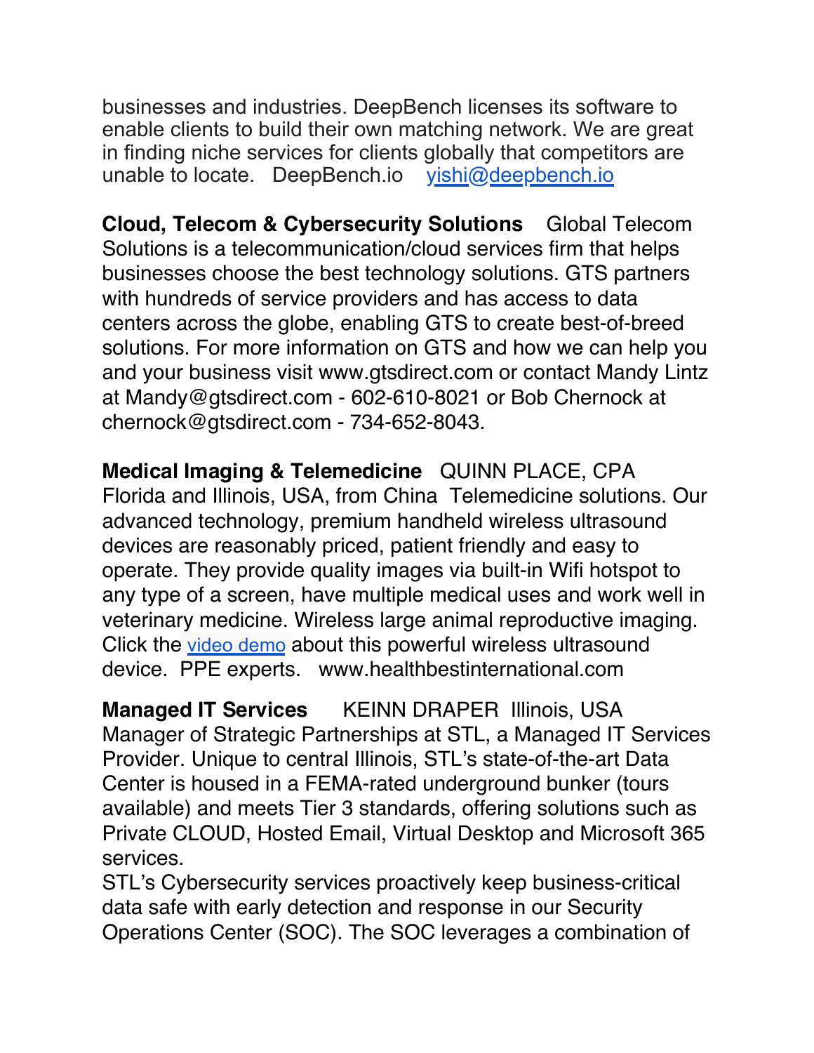businesses and industries. DeepBench licenses its software to enable clients to build their own matching network. We are great in finding niche services for clients globally that competitors are unable to locate. DeepBench.io [yishi@deepbench.io](mailto:yishi@deepbench.io)

**Cloud, Telecom & Cybersecurity Solutions** Global Telecom Solutions is a telecommunication/cloud services firm that helps businesses choose the best technology solutions. GTS partners with hundreds of service providers and has access to data centers across the globe, enabling GTS to create best-of-breed solutions. For more information on GTS and how we can help you and your business visit www.gtsdirect.com or contact Mandy Lintz at Mandy@gtsdirect.com - 602-610-8021 or Bob Chernock at chernock@gtsdirect.com - 734-652-8043.

**Medical Imaging & Telemedicine** QUINN PLACE, CPA Florida and Illinois, USA, from China Telemedicine solutions. Our advanced technology, premium handheld wireless ultrasound devices are reasonably priced, patient friendly and easy to operate. They provide quality images via built-in Wifi hotspot to any type of a screen, have multiple medical uses and work well in veterinary medicine. Wireless large animal reproductive imaging. Click the video demo about this powerful wireless ultrasound device. PPE experts. www.healthbestinternational.com

**Managed IT Services** KEINN DRAPER Illinois, USA Manager of Strategic Partnerships at STL, a Managed IT Services Provider. Unique to central Illinois, STL's state-of-the-art Data Center is housed in a FEMA-rated underground bunker (tours available) and meets Tier 3 standards, offering solutions such as Private CLOUD, Hosted Email, Virtual Desktop and Microsoft 365 services.

STL's Cybersecurity services proactively keep business-critical data safe with early detection and response in our Security Operations Center (SOC). The SOC leverages a combination of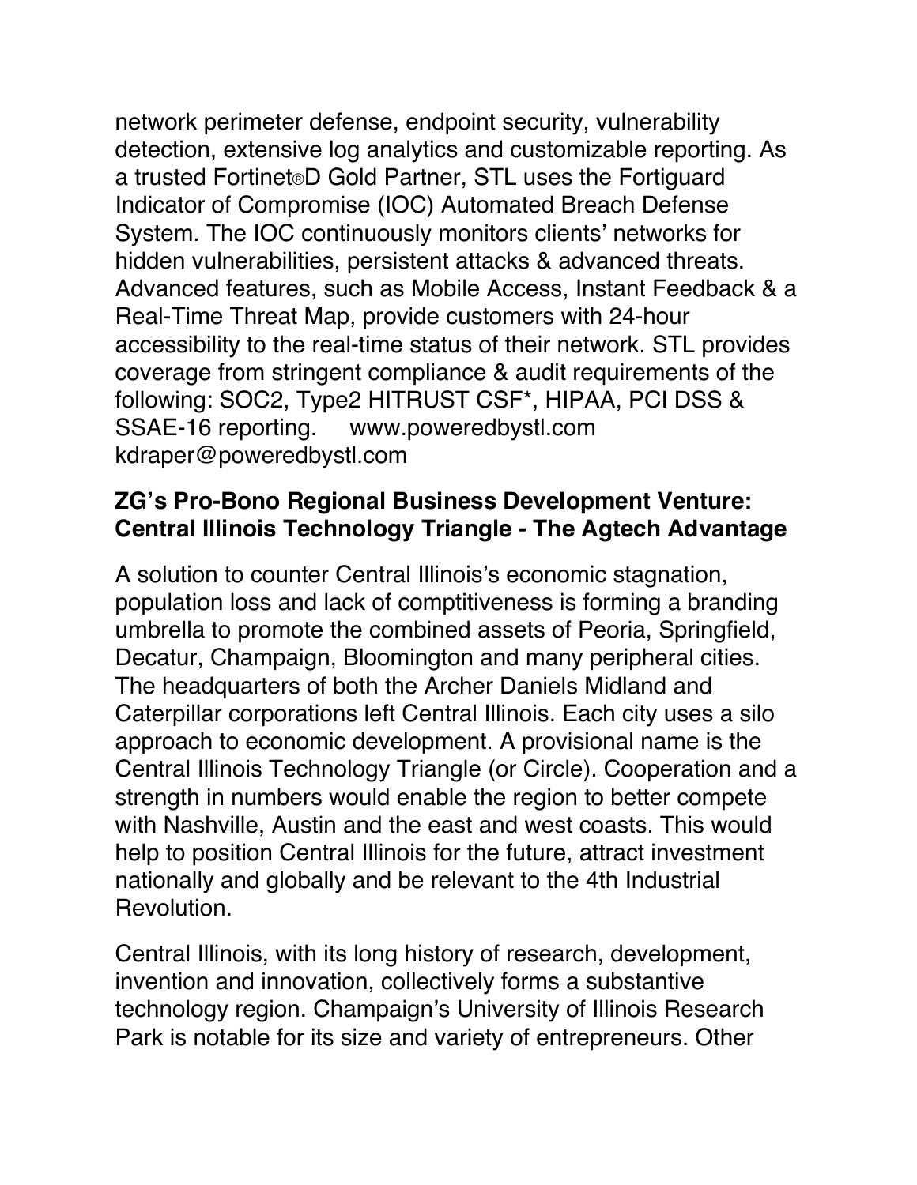network perimeter defense, endpoint security, vulnerability detection, extensive log analytics and customizable reporting. As a trusted Fortinet®D Gold Partner, STL uses the Fortiguard Indicator of Compromise (IOC) Automated Breach Defense System. The IOC continuously monitors clients' networks for hidden vulnerabilities, persistent attacks & advanced threats. Advanced features, such as Mobile Access, Instant Feedback & a Real-Time Threat Map, provide customers with 24-hour accessibility to the real-time status of their network. STL provides coverage from stringent compliance & audit requirements of the following: SOC2, Type2 HITRUST CSF*, HIPAA, PCI DSS & SSAE-16 reporting. www.poweredbystl.com kdraper@poweredbystl.com

**ZG's Pro-Bono Regional Business Development Venture: Central Illinois Technology Triangle - The Agtech Advantage**

A solution to counter Central Illinois's economic stagnation, population loss and lack of comptitiveness is forming a branding umbrella to promote the combined assets of Peoria, Springfield, Decatur, Champaign, Bloomington and many peripheral cities. The headquarters of both the Archer Daniels Midland and Caterpillar corporations left Central Illinois. Each city uses a silo approach to economic development. A provisional name is the Central Illinois Technology Triangle (or Circle). Cooperation and a strength in numbers would enable the region to better compete with Nashville, Austin and the east and west coasts. This would help to position Central Illinois for the future, attract investment nationally and globally and be relevant to the 4th Industrial Revolution.

Central Illinois, with its long history of research, development, invention and innovation, collectively forms a substantive technology region. Champaign's University of Illinois Research Park is notable for its size and variety of entrepreneurs. Other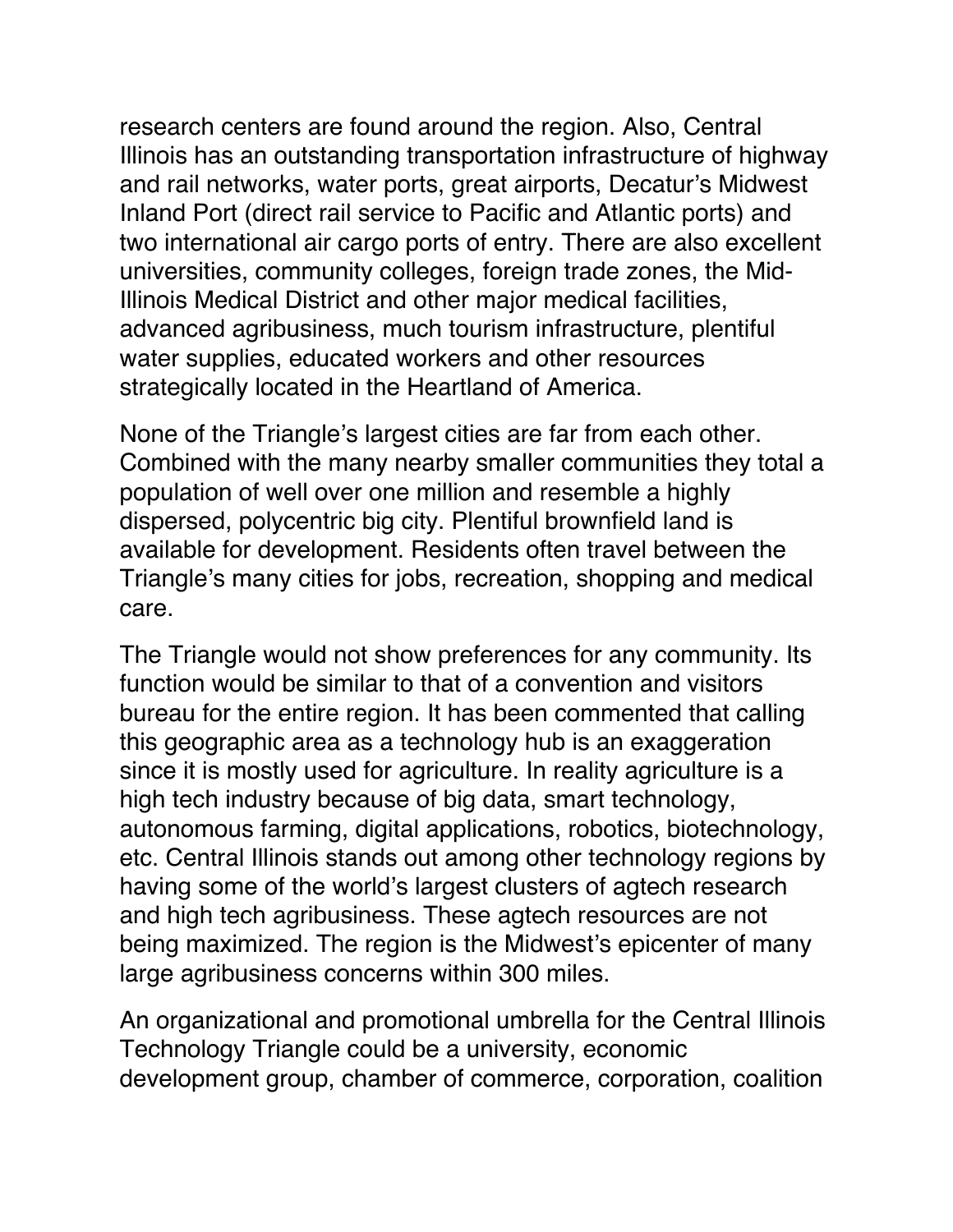research centers are found around the region. Also, Central Illinois has an outstanding transportation infrastructure of highway and rail networks, water ports, great airports, Decatur's Midwest Inland Port (direct rail service to Pacific and Atlantic ports) and two international air cargo ports of entry. There are also excellent universities, community colleges, foreign trade zones, the Mid-Illinois Medical District and other major medical facilities, advanced agribusiness, much tourism infrastructure, plentiful water supplies, educated workers and other resources strategically located in the Heartland of America.

None of the Triangle's largest cities are far from each other. Combined with the many nearby smaller communities they total a population of well over one million and resemble a highly dispersed, polycentric big city. Plentiful brownfield land is available for development. Residents often travel between the Triangle's many cities for jobs, recreation, shopping and medical care.

The Triangle would not show preferences for any community. Its function would be similar to that of a convention and visitors bureau for the entire region. It has been commented that calling this geographic area as a technology hub is an exaggeration since it is mostly used for agriculture. In reality agriculture is a high tech industry because of big data, smart technology, autonomous farming, digital applications, robotics, biotechnology, etc. Central Illinois stands out among other technology regions by having some of the world's largest clusters of agtech research and high tech agribusiness. These agtech resources are not being maximized. The region is the Midwest's epicenter of many large agribusiness concerns within 300 miles.

An organizational and promotional umbrella for the Central Illinois Technology Triangle could be a university, economic development group, chamber of commerce, corporation, coalition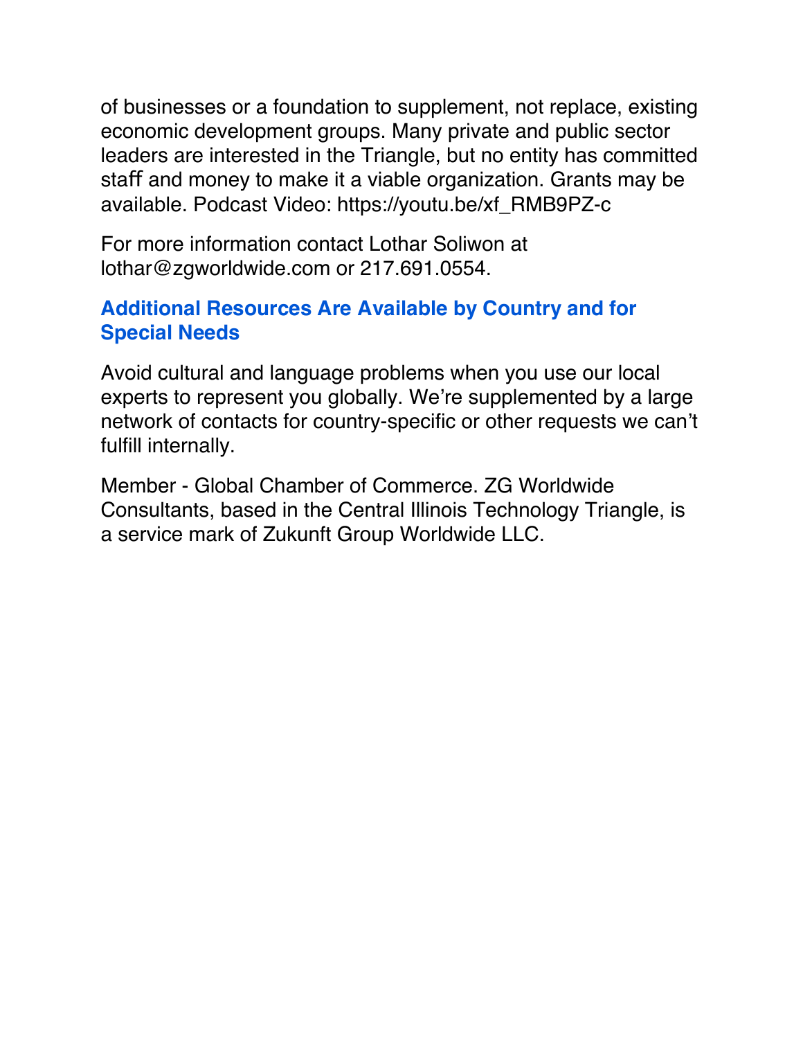of businesses or a foundation to supplement, not replace, existing economic development groups. Many private and public sector leaders are interested in the Triangle, but no entity has committed staff and money to make it a viable organization. Grants may be available. Podcast Video: https://youtu.be/xf_RMB9PZ-c

For more information contact Lothar Soliwon at lothar@zgworldwide.com or 217.691.0554.

## Additional Resources Are Available by Country and for Special Needs

Avoid cultural and language problems when you use our local experts to represent you globally. We're supplemented by a large network of contacts for country-specific or other requests we can't fulfill internally.

Member - Global Chamber of Commerce. ZG Worldwide Consultants, based in the Central Illinois Technology Triangle, is a service mark of Zukunft Group Worldwide LLC.